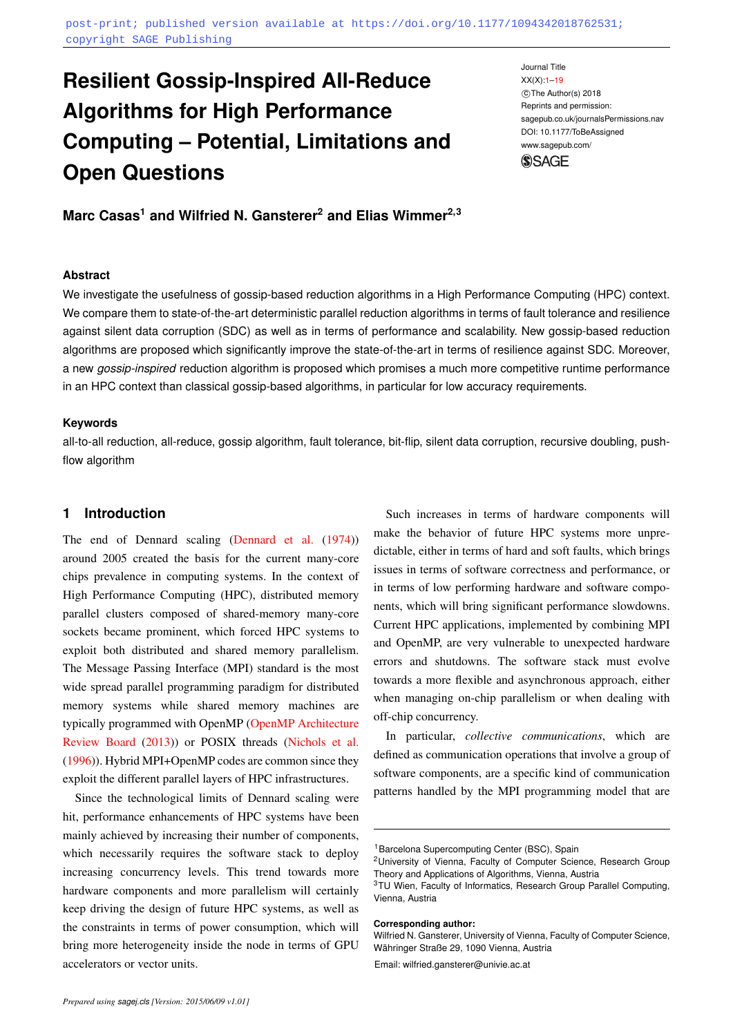post-print; published version available at https://doi.org/10.1177/1094342018762531; copyright SAGE Publishing

# Resilient Gossip-Inspired All-Reduce Algorithms for High Performance Computing – Potential, Limitations and Open Questions

**Marc Casas[1] and Wilfried N. Gansterer[2] and Elias Wimmer[2,3]**

### Abstract

We investigate the usefulness of gossip-based reduction algorithms in a High Performance Computing (HPC) context. We compare them to state-of-the-art deterministic parallel reduction algorithms in terms of fault tolerance and resilience against silent data corruption (SDC) as well as in terms of performance and scalability. New gossip-based reduction algorithms are proposed which significantly improve the state-of-the-art in terms of resilience against SDC. Moreover, a new *gossip-inspired* reduction algorithm is proposed which promises a much more competitive runtime performance in an HPC context than classical gossip-based algorithms, in particular for low accuracy requirements.

### Keywords

all-to-all reduction, all-reduce, gossip algorithm, fault tolerance, bit-flip, silent data corruption, recursive doubling, push-flow algorithm

## 1 Introduction

The end of Dennard scaling (Dennard et al. (1974)) around 2005 created the basis for the current many-core chips prevalence in computing systems. In the context of High Performance Computing (HPC), distributed memory parallel clusters composed of shared-memory many-core sockets became prominent, which forced HPC systems to exploit both distributed and shared memory parallelism. The Message Passing Interface (MPI) standard is the most wide spread parallel programming paradigm for distributed memory systems while shared memory machines are typically programmed with OpenMP (OpenMP Architecture Review Board (2013)) or POSIX threads (Nichols et al. (1996)). Hybrid MPI+OpenMP codes are common since they exploit the different parallel layers of HPC infrastructures.

Since the technological limits of Dennard scaling were hit, performance enhancements of HPC systems have been mainly achieved by increasing their number of components, which necessarily requires the software stack to deploy increasing concurrency levels. This trend towards more hardware components and more parallelism will certainly keep driving the design of future HPC systems, as well as the constraints in terms of power consumption, which will bring more heterogeneity inside the node in terms of GPU accelerators or vector units.

Such increases in terms of hardware components will make the behavior of future HPC systems more unpredictable, either in terms of hard and soft faults, which brings issues in terms of software correctness and performance, or in terms of low performing hardware and software components, which will bring significant performance slowdowns. Current HPC applications, implemented by combining MPI and OpenMP, are very vulnerable to unexpected hardware errors and shutdowns. The software stack must evolve towards a more flexible and asynchronous approach, either when managing on-chip parallelism or when dealing with off-chip concurrency.

In particular, *collective communications*, which are defined as communication operations that involve a group of software components, are a specific kind of communication patterns handled by the MPI programming model that are

[1] Barcelona Supercomputing Center (BSC), Spain
[2] University of Vienna, Faculty of Computer Science, Research Group Theory and Applications of Algorithms, Vienna, Austria
[3] TU Wien, Faculty of Informatics, Research Group Parallel Computing, Vienna, Austria

**Corresponding author:**
Wilfried N. Gansterer, University of Vienna, Faculty of Computer Science, Währinger Straße 29, 1090 Vienna, Austria
Email: wilfried.gansterer@univie.ac.at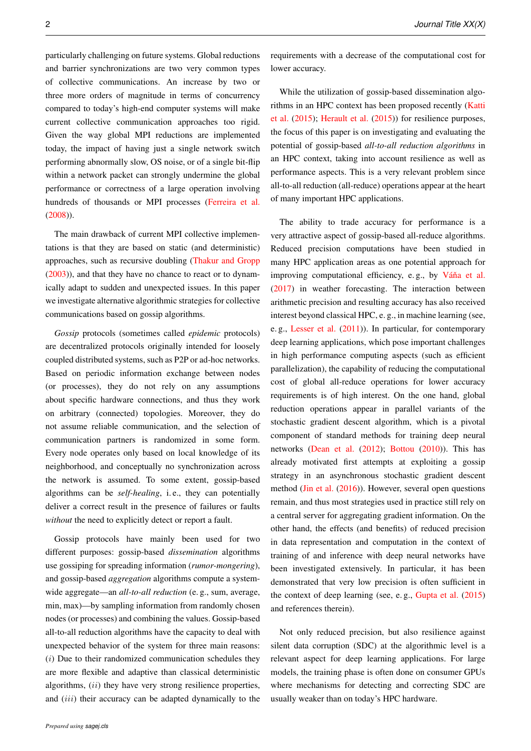particularly challenging on future systems. Global reductions and barrier synchronizations are two very common types of collective communications. An increase by two or three more orders of magnitude in terms of concurrency compared to today's high-end computer systems will make current collective communication approaches too rigid. Given the way global MPI reductions are implemented today, the impact of having just a single network switch performing abnormally slow, OS noise, or of a single bit-flip within a network packet can strongly undermine the global performance or correctness of a large operation involving hundreds of thousands or MPI processes (Ferreira et al. (2008)).

The main drawback of current MPI collective implementations is that they are based on static (and deterministic) approaches, such as recursive doubling (Thakur and Gropp (2003)), and that they have no chance to react or to dynamically adapt to sudden and unexpected issues. In this paper we investigate alternative algorithmic strategies for collective communications based on gossip algorithms.

*Gossip* protocols (sometimes called *epidemic* protocols) are decentralized protocols originally intended for loosely coupled distributed systems, such as P2P or ad-hoc networks. Based on periodic information exchange between nodes (or processes), they do not rely on any assumptions about specific hardware connections, and thus they work on arbitrary (connected) topologies. Moreover, they do not assume reliable communication, and the selection of communication partners is randomized in some form. Every node operates only based on local knowledge of its neighborhood, and conceptually no synchronization across the network is assumed. To some extent, gossip-based algorithms can be *self-healing*, i. e., they can potentially deliver a correct result in the presence of failures or faults *without* the need to explicitly detect or report a fault.

Gossip protocols have mainly been used for two different purposes: gossip-based *dissemination* algorithms use gossiping for spreading information (*rumor-mongering*), and gossip-based *aggregation* algorithms compute a system-wide aggregate—an *all-to-all reduction* (e. g., sum, average, min, max)—by sampling information from randomly chosen nodes (or processes) and combining the values. Gossip-based all-to-all reduction algorithms have the capacity to deal with unexpected behavior of the system for three main reasons: $(i)$ Due to their randomized communication schedules they are more flexible and adaptive than classical deterministic algorithms, $(ii)$ they have very strong resilience properties, and $(iii)$ their accuracy can be adapted dynamically to the requirements with a decrease of the computational cost for lower accuracy.

While the utilization of gossip-based dissemination algorithms in an HPC context has been proposed recently (Katti et al. (2015); Herault et al. (2015)) for resilience purposes, the focus of this paper is on investigating and evaluating the potential of gossip-based *all-to-all reduction algorithms* in an HPC context, taking into account resilience as well as performance aspects. This is a very relevant problem since all-to-all reduction (all-reduce) operations appear at the heart of many important HPC applications.

The ability to trade accuracy for performance is a very attractive aspect of gossip-based all-reduce algorithms. Reduced precision computations have been studied in many HPC application areas as one potential approach for improving computational efficiency, e. g., by Váňa et al. (2017) in weather forecasting. The interaction between arithmetic precision and resulting accuracy has also received interest beyond classical HPC, e. g., in machine learning (see, e. g., Lesser et al. (2011)). In particular, for contemporary deep learning applications, which pose important challenges in high performance computing aspects (such as efficient parallelization), the capability of reducing the computational cost of global all-reduce operations for lower accuracy requirements is of high interest. On the one hand, global reduction operations appear in parallel variants of the stochastic gradient descent algorithm, which is a pivotal component of standard methods for training deep neural networks (Dean et al. (2012); Bottou (2010)). This has already motivated first attempts at exploiting a gossip strategy in an asynchronous stochastic gradient descent method (Jin et al. (2016)). However, several open questions remain, and thus most strategies used in practice still rely on a central server for aggregating gradient information. On the other hand, the effects (and benefits) of reduced precision in data representation and computation in the context of training of and inference with deep neural networks have been investigated extensively. In particular, it has been demonstrated that very low precision is often sufficient in the context of deep learning (see, e. g., Gupta et al. (2015) and references therein).

Not only reduced precision, but also resilience against silent data corruption (SDC) at the algorithmic level is a relevant aspect for deep learning applications. For large models, the training phase is often done on consumer GPUs where mechanisms for detecting and correcting SDC are usually weaker than on today's HPC hardware.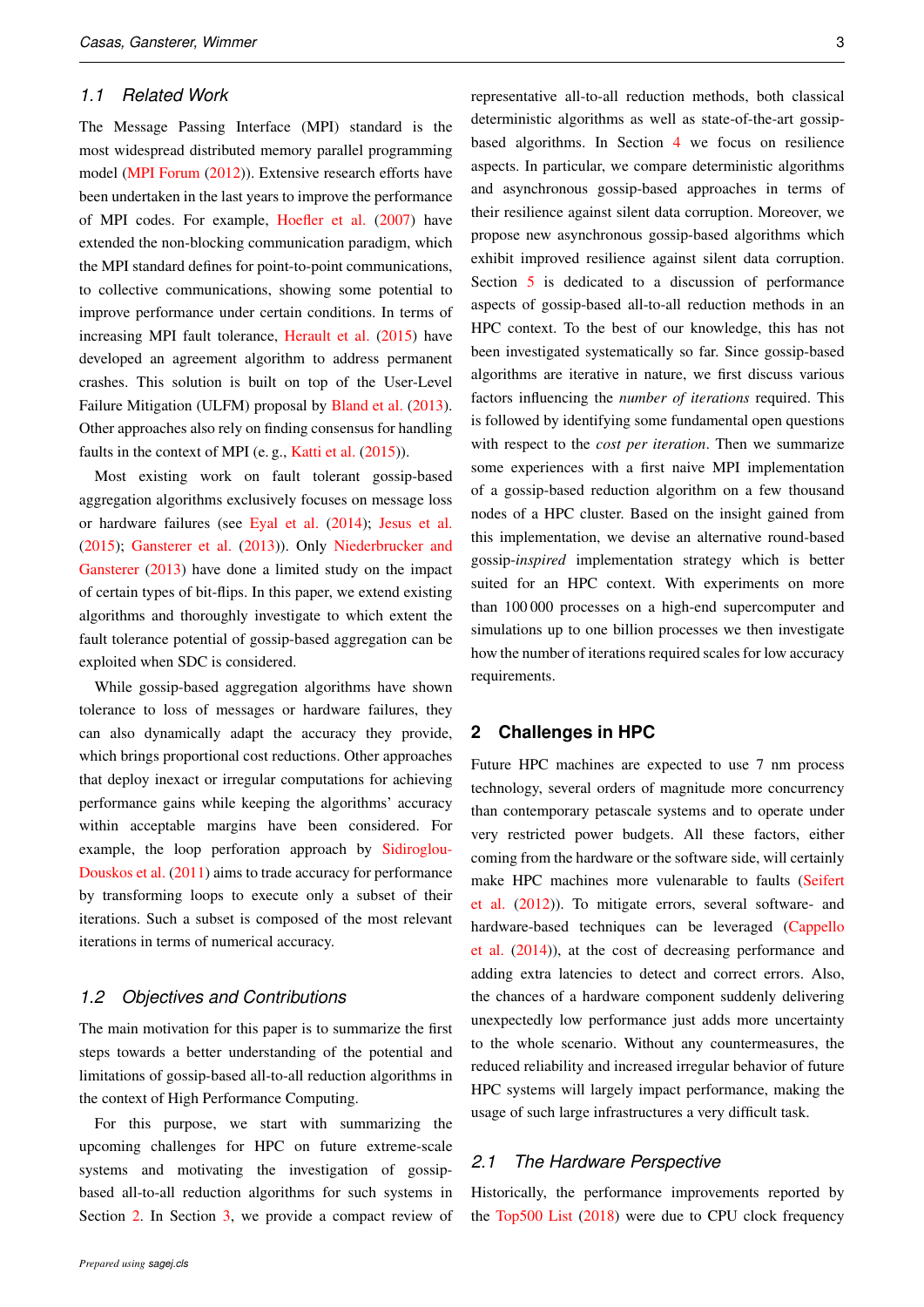### 1.1 Related Work

The Message Passing Interface (MPI) standard is the most widespread distributed memory parallel programming model (MPI Forum (2012)). Extensive research efforts have been undertaken in the last years to improve the performance of MPI codes. For example, Hoefler et al. (2007) have extended the non-blocking communication paradigm, which the MPI standard defines for point-to-point communications, to collective communications, showing some potential to improve performance under certain conditions. In terms of increasing MPI fault tolerance, Herault et al. (2015) have developed an agreement algorithm to address permanent crashes. This solution is built on top of the User-Level Failure Mitigation (ULFM) proposal by Bland et al. (2013). Other approaches also rely on finding consensus for handling faults in the context of MPI (e. g., Katti et al. (2015)).

Most existing work on fault tolerant gossip-based aggregation algorithms exclusively focuses on message loss or hardware failures (see Eyal et al. (2014); Jesus et al. (2015); Gansterer et al. (2013)). Only Niederbrucker and Gansterer (2013) have done a limited study on the impact of certain types of bit-flips. In this paper, we extend existing algorithms and thoroughly investigate to which extent the fault tolerance potential of gossip-based aggregation can be exploited when SDC is considered.

While gossip-based aggregation algorithms have shown tolerance to loss of messages or hardware failures, they can also dynamically adapt the accuracy they provide, which brings proportional cost reductions. Other approaches that deploy inexact or irregular computations for achieving performance gains while keeping the algorithms' accuracy within acceptable margins have been considered. For example, the loop perforation approach by Sidiroglou-Douskos et al. (2011) aims to trade accuracy for performance by transforming loops to execute only a subset of their iterations. Such a subset is composed of the most relevant iterations in terms of numerical accuracy.

### 1.2 Objectives and Contributions

The main motivation for this paper is to summarize the first steps towards a better understanding of the potential and limitations of gossip-based all-to-all reduction algorithms in the context of High Performance Computing.

For this purpose, we start with summarizing the upcoming challenges for HPC on future extreme-scale systems and motivating the investigation of gossip-based all-to-all reduction algorithms for such systems in Section 2. In Section 3, we provide a compact review of representative all-to-all reduction methods, both classical deterministic algorithms as well as state-of-the-art gossip-based algorithms. In Section 4 we focus on resilience aspects. In particular, we compare deterministic algorithms and asynchronous gossip-based approaches in terms of their resilience against silent data corruption. Moreover, we propose new asynchronous gossip-based algorithms which exhibit improved resilience against silent data corruption. Section 5 is dedicated to a discussion of performance aspects of gossip-based all-to-all reduction methods in an HPC context. To the best of our knowledge, this has not been investigated systematically so far. Since gossip-based algorithms are iterative in nature, we first discuss various factors influencing the *number of iterations* required. This is followed by identifying some fundamental open questions with respect to the *cost per iteration*. Then we summarize some experiences with a first naive MPI implementation of a gossip-based reduction algorithm on a few thousand nodes of a HPC cluster. Based on the insight gained from this implementation, we devise an alternative round-based gossip-*inspired* implementation strategy which is better suited for an HPC context. With experiments on more than 100 000 processes on a high-end supercomputer and simulations up to one billion processes we then investigate how the number of iterations required scales for low accuracy requirements.

## 2 Challenges in HPC

Future HPC machines are expected to use 7 nm process technology, several orders of magnitude more concurrency than contemporary petascale systems and to operate under very restricted power budgets. All these factors, either coming from the hardware or the software side, will certainly make HPC machines more vulenarable to faults (Seifert et al. (2012)). To mitigate errors, several software- and hardware-based techniques can be leveraged (Cappello et al. (2014)), at the cost of decreasing performance and adding extra latencies to detect and correct errors. Also, the chances of a hardware component suddenly delivering unexpectedly low performance just adds more uncertainty to the whole scenario. Without any countermeasures, the reduced reliability and increased irregular behavior of future HPC systems will largely impact performance, making the usage of such large infrastructures a very difficult task.

### 2.1 The Hardware Perspective

Historically, the performance improvements reported by the Top500 List (2018) were due to CPU clock frequency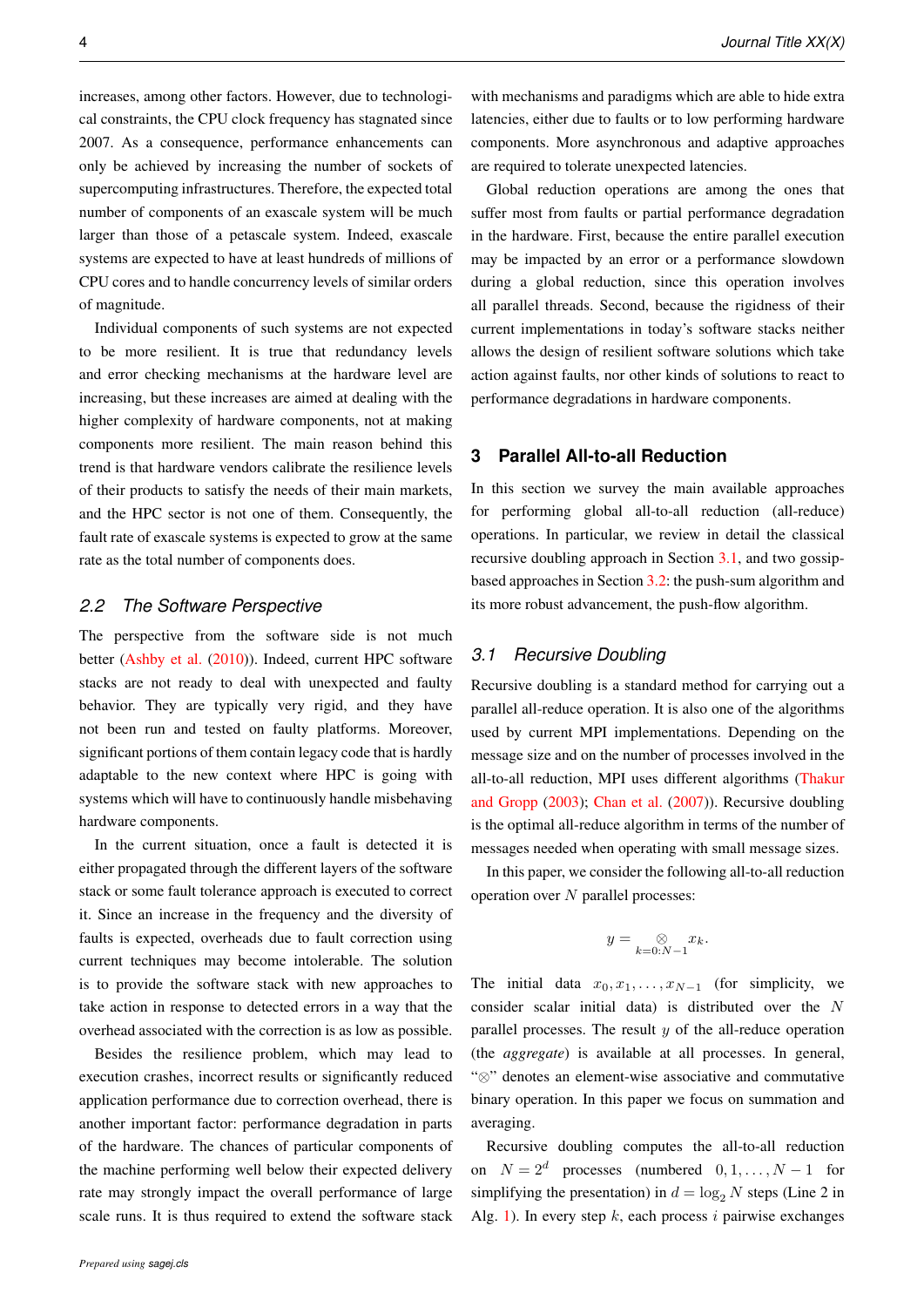increases, among other factors. However, due to technological constraints, the CPU clock frequency has stagnated since 2007. As a consequence, performance enhancements can only be achieved by increasing the number of sockets of supercomputing infrastructures. Therefore, the expected total number of components of an exascale system will be much larger than those of a petascale system. Indeed, exascale systems are expected to have at least hundreds of millions of CPU cores and to handle concurrency levels of similar orders of magnitude.

Individual components of such systems are not expected to be more resilient. It is true that redundancy levels and error checking mechanisms at the hardware level are increasing, but these increases are aimed at dealing with the higher complexity of hardware components, not at making components more resilient. The main reason behind this trend is that hardware vendors calibrate the resilience levels of their products to satisfy the needs of their main markets, and the HPC sector is not one of them. Consequently, the fault rate of exascale systems is expected to grow at the same rate as the total number of components does.

### 2.2 The Software Perspective

The perspective from the software side is not much better (Ashby et al. (2010)). Indeed, current HPC software stacks are not ready to deal with unexpected and faulty behavior. They are typically very rigid, and they have not been run and tested on faulty platforms. Moreover, significant portions of them contain legacy code that is hardly adaptable to the new context where HPC is going with systems which will have to continuously handle misbehaving hardware components.

In the current situation, once a fault is detected it is either propagated through the different layers of the software stack or some fault tolerance approach is executed to correct it. Since an increase in the frequency and the diversity of faults is expected, overheads due to fault correction using current techniques may become intolerable. The solution is to provide the software stack with new approaches to take action in response to detected errors in a way that the overhead associated with the correction is as low as possible.

Besides the resilience problem, which may lead to execution crashes, incorrect results or significantly reduced application performance due to correction overhead, there is another important factor: performance degradation in parts of the hardware. The chances of particular components of the machine performing well below their expected delivery rate may strongly impact the overall performance of large scale runs. It is thus required to extend the software stack with mechanisms and paradigms which are able to hide extra latencies, either due to faults or to low performing hardware components. More asynchronous and adaptive approaches are required to tolerate unexpected latencies.

Global reduction operations are among the ones that suffer most from faults or partial performance degradation in the hardware. First, because the entire parallel execution may be impacted by an error or a performance slowdown during a global reduction, since this operation involves all parallel threads. Second, because the rigidness of their current implementations in today's software stacks neither allows the design of resilient software solutions which take action against faults, nor other kinds of solutions to react to performance degradations in hardware components.

## 3 Parallel All-to-all Reduction

In this section we survey the main available approaches for performing global all-to-all reduction (all-reduce) operations. In particular, we review in detail the classical recursive doubling approach in Section 3.1, and two gossip-based approaches in Section 3.2: the push-sum algorithm and its more robust advancement, the push-flow algorithm.

### 3.1 Recursive Doubling

Recursive doubling is a standard method for carrying out a parallel all-reduce operation. It is also one of the algorithms used by current MPI implementations. Depending on the message size and on the number of processes involved in the all-to-all reduction, MPI uses different algorithms (Thakur and Gropp (2003); Chan et al. (2007)). Recursive doubling is the optimal all-reduce algorithm in terms of the number of messages needed when operating with small message sizes.

In this paper, we consider the following all-to-all reduction operation over $N$ parallel processes:

$$y = \bigotimes_{k=0:N-1} x_k.$$

The initial data $x_0, x_1, \ldots, x_{N-1}$ (for simplicity, we consider scalar initial data) is distributed over the $N$ parallel processes. The result $y$ of the all-reduce operation (the *aggregate*) is available at all processes. In general, "$\otimes$" denotes an element-wise associative and commutative binary operation. In this paper we focus on summation and averaging.

Recursive doubling computes the all-to-all reduction on $N = 2^d$ processes (numbered $0, 1, \ldots, N-1$ for simplifying the presentation) in $d = \log_2 N$ steps (Line 2 in Alg. 1). In every step $k$, each process $i$ pairwise exchanges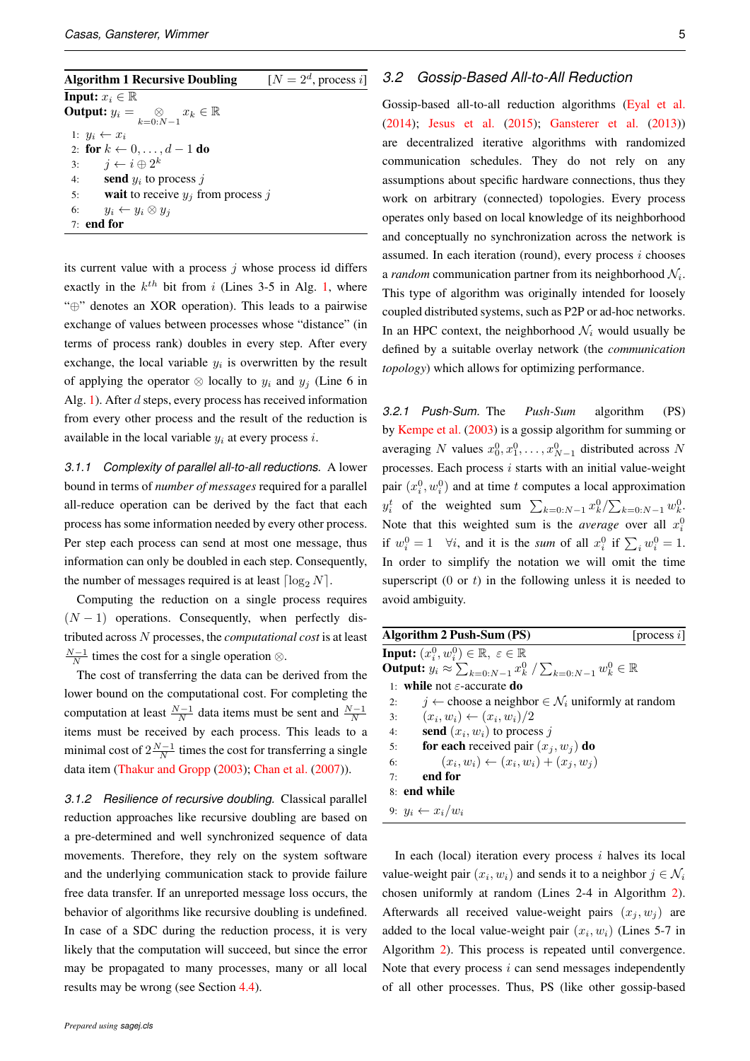**Algorithm 1 Recursive Doubling** [$N = 2^d$, process $i$]

**Input:** $x_i \in \mathbb{R}$
**Output:** $y_i = \bigotimes_{k=0:N-1} x_k \in \mathbb{R}$

```
1: y_i ← x_i
2: for k ← 0,...,d−1 do
3:     j ← i ⊕ 2^k
4:     send y_i to process j
5:     wait to receive y_j from process j
6:     y_i ← y_i ⊗ y_j
7: end for
```

its current value with a process $j$ whose process id differs exactly in the $k^{th}$ bit from $i$ (Lines 3-5 in Alg. 1, where "$\oplus$" denotes an XOR operation). This leads to a pairwise exchange of values between processes whose "distance" (in terms of process rank) doubles in every step. After every exchange, the local variable $y_i$ is overwritten by the result of applying the operator $\otimes$ locally to $y_i$ and $y_j$ (Line 6 in Alg. 1). After $d$ steps, every process has received information from every other process and the result of the reduction is available in the local variable $y_i$ at every process $i$.

#### 3.1.1 *Complexity of parallel all-to-all reductions.*

A lower bound in terms of *number of messages* required for a parallel all-reduce operation can be derived by the fact that each process has some information needed by every other process. Per step each process can send at most one message, thus information can only be doubled in each step. Consequently, the number of messages required is at least $\lceil \log_2 N \rceil$.

Computing the reduction on a single process requires $(N-1)$ operations. Consequently, when perfectly distributed across $N$ processes, the *computational cost* is at least $\frac{N-1}{N}$ times the cost for a single operation $\otimes$.

The cost of transferring the data can be derived from the lower bound on the computational cost. For completing the computation at least $\frac{N-1}{N}$ data items must be sent and $\frac{N-1}{N}$ items must be received by each process. This leads to a minimal cost of $2\frac{N-1}{N}$ times the cost for transferring a single data item (Thakur and Gropp (2003); Chan et al. (2007)).

#### 3.1.2 *Resilience of recursive doubling.*

Classical parallel reduction approaches like recursive doubling are based on a pre-determined and well synchronized sequence of data movements. Therefore, they rely on the system software and the underlying communication stack to provide failure free data transfer. If an unreported message loss occurs, the behavior of algorithms like recursive doubling is undefined. In case of a SDC during the reduction process, it is very likely that the computation will succeed, but since the error may be propagated to many processes, many or all local results may be wrong (see Section 4.4).

### 3.2 *Gossip-Based All-to-All Reduction*

Gossip-based all-to-all reduction algorithms (Eyal et al. (2014); Jesus et al. (2015); Gansterer et al. (2013)) are decentralized iterative algorithms with randomized communication schedules. They do not rely on any assumptions about specific hardware connections, thus they work on arbitrary (connected) topologies. Every process operates only based on local knowledge of its neighborhood and conceptually no synchronization across the network is assumed. In each iteration (round), every process $i$ chooses a *random* communication partner from its neighborhood $\mathcal{N}_i$. This type of algorithm was originally intended for loosely coupled distributed systems, such as P2P or ad-hoc networks. In an HPC context, the neighborhood $\mathcal{N}_i$ would usually be defined by a suitable overlay network (the *communication topology*) which allows for optimizing performance.

#### 3.2.1 *Push-Sum.*

The *Push-Sum* algorithm (PS) by Kempe et al. (2003) is a gossip algorithm for summing or averaging $N$ values $x_0^0, x_1^0, \ldots, x_{N-1}^0$ distributed across $N$ processes. Each process $i$ starts with an initial value-weight pair $(x_i^0, w_i^0)$ and at time $t$ computes a local approximation $y_i^t$ of the weighted sum $\sum_{k=0:N-1} x_k^0 / \sum_{k=0:N-1} w_k^0$. Note that this weighted sum is the *average* over all $x_i^0$ if $w_i^0 = 1 \quad \forall i$, and it is the *sum* of all $x_i^0$ if $\sum_i w_i^0 = 1$. In order to simplify the notation we will omit the time superscript (0 or $t$) in the following unless it is needed to avoid ambiguity.

**Algorithm 2 Push-Sum (PS)** [process $i$]

**Input:** $(x_i^0, w_i^0) \in \mathbb{R}$, $\varepsilon \in \mathbb{R}$
**Output:** $y_i \approx \sum_{k=0:N-1} x_k^0 \,/\, \sum_{k=0:N-1} w_k^0 \in \mathbb{R}$

```
1: while not ε-accurate do
2:     j ← choose a neighbor ∈ N_i uniformly at random
3:     (x_i, w_i) ← (x_i, w_i)/2
4:     send (x_i, w_i) to process j
5:     for each received pair (x_j, w_j) do
6:         (x_i, w_i) ← (x_i, w_i) + (x_j, w_j)
7:     end for
8: end while
9: y_i ← x_i/w_i
```

In each (local) iteration every process $i$ halves its local value-weight pair $(x_i, w_i)$ and sends it to a neighbor $j \in \mathcal{N}_i$ chosen uniformly at random (Lines 2-4 in Algorithm 2). Afterwards all received value-weight pairs $(x_j, w_j)$ are added to the local value-weight pair $(x_i, w_i)$ (Lines 5-7 in Algorithm 2). This process is repeated until convergence. Note that every process $i$ can send messages independently of all other processes. Thus, PS (like other gossip-based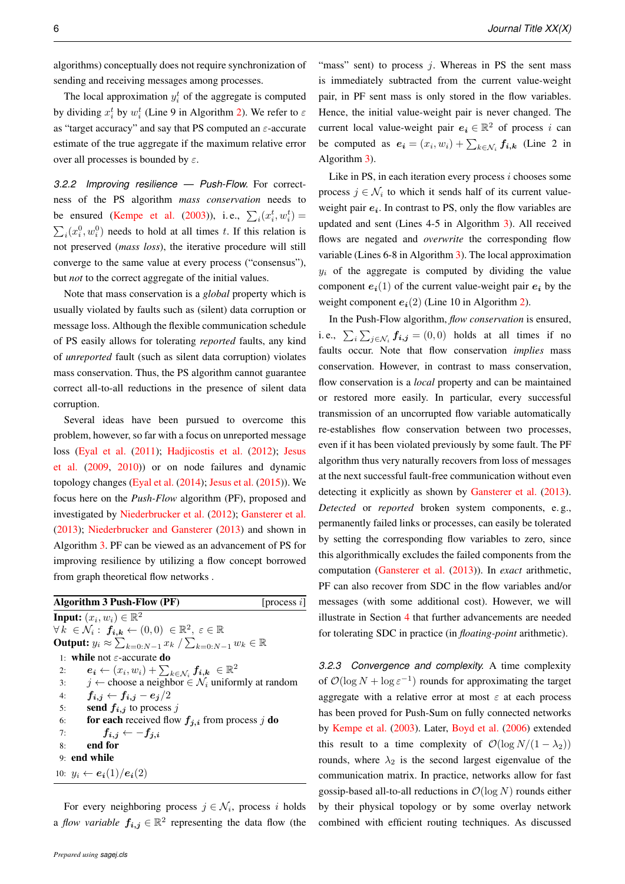algorithms) conceptually does not require synchronization of sending and receiving messages among processes.

The local approximation $y_i^t$ of the aggregate is computed by dividing $x_i^t$ by $w_i^t$ (Line 9 in Algorithm 2). We refer to $\varepsilon$ as "target accuracy" and say that PS computed an $\varepsilon$-accurate estimate of the true aggregate if the maximum relative error over all processes is bounded by $\varepsilon$.

#### 3.2.2 Improving resilience — Push-Flow.

For correctness of the PS algorithm *mass conservation* needs to be ensured (Kempe et al. (2003)), i.e., $\sum_i (x_i^t, w_i^t) = \sum_i (x_i^0, w_i^0)$ needs to hold at all times $t$. If this relation is not preserved (*mass loss*), the iterative procedure will still converge to the same value at every process ("consensus"), but *not* to the correct aggregate of the initial values.

Note that mass conservation is a *global* property which is usually violated by faults such as (silent) data corruption or message loss. Although the flexible communication schedule of PS easily allows for tolerating *reported* faults, any kind of *unreported* fault (such as silent data corruption) violates mass conservation. Thus, the PS algorithm cannot guarantee correct all-to-all reductions in the presence of silent data corruption.

Several ideas have been pursued to overcome this problem, however, so far with a focus on unreported message loss (Eyal et al. (2011); Hadjicostis et al. (2012); Jesus et al. (2009, 2010)) or on node failures and dynamic topology changes (Eyal et al. (2014); Jesus et al. (2015)). We focus here on the *Push-Flow* algorithm (PF), proposed and investigated by Niederbrucker et al. (2012); Gansterer et al. (2013); Niederbrucker and Gansterer (2013) and shown in Algorithm 3. PF can be viewed as an advancement of PS for improving resilience by utilizing a flow concept borrowed from graph theoretical flow networks .

**Algorithm 3 Push-Flow (PF)** [process $i$]

**Input:** $(x_i, w_i) \in \mathbb{R}^2$
$\forall k \in \mathcal{N}_i : \ \boldsymbol{f_{i,k}} \leftarrow (0,0) \ \in \mathbb{R}^2, \ \varepsilon \in \mathbb{R}$
**Output:** $y_i \approx \sum_{k=0:N-1} x_k \,/\, \sum_{k=0:N-1} w_k \in \mathbb{R}$

```
1:  while not ε-accurate do
2:      e_i ← (x_i, w_i) + Σ_{k∈N_i} f_{i,k}  ∈ R^2
3:      j ← choose a neighbor ∈ N_i uniformly at random
4:      f_{i,j} ← f_{i,j} − e_j/2
5:      send f_{i,j} to process j
6:      for each received flow f_{j,i} from process j do
7:          f_{i,j} ← −f_{j,i}
8:      end for
9:  end while
10: y_i ← e_i(1)/e_i(2)
```

For every neighboring process $j \in \mathcal{N}_i$, process $i$ holds a *flow variable* $\boldsymbol{f_{i,j}} \in \mathbb{R}^2$ representing the data flow (the "mass" sent) to process $j$. Whereas in PS the sent mass is immediately subtracted from the current value-weight pair, in PF sent mass is only stored in the flow variables. Hence, the initial value-weight pair is never changed. The current local value-weight pair $\boldsymbol{e_i} \in \mathbb{R}^2$ of process $i$ can be computed as $\boldsymbol{e_i} = (x_i, w_i) + \sum_{k \in \mathcal{N}_i} \boldsymbol{f_{i,k}}$ (Line 2 in Algorithm 3).

Like in PS, in each iteration every process $i$ chooses some process $j \in \mathcal{N}_i$ to which it sends half of its current value-weight pair $\boldsymbol{e_i}$. In contrast to PS, only the flow variables are updated and sent (Lines 4-5 in Algorithm 3). All received flows are negated and *overwrite* the corresponding flow variable (Lines 6-8 in Algorithm 3). The local approximation $y_i$ of the aggregate is computed by dividing the value component $\boldsymbol{e_i}(1)$ of the current value-weight pair $\boldsymbol{e_i}$ by the weight component $\boldsymbol{e_i}(2)$ (Line 10 in Algorithm 2).

In the Push-Flow algorithm, *flow conservation* is ensured, i.e., $\sum_i \sum_{j \in \mathcal{N}_i} \boldsymbol{f_{i,j}} = (0,0)$ holds at all times if no faults occur. Note that flow conservation *implies* mass conservation. However, in contrast to mass conservation, flow conservation is a *local* property and can be maintained or restored more easily. In particular, every successful transmission of an uncorrupted flow variable automatically re-establishes flow conservation between two processes, even if it has been violated previously by some fault. The PF algorithm thus very naturally recovers from loss of messages at the next successful fault-free communication without even detecting it explicitly as shown by Gansterer et al. (2013). *Detected* or *reported* broken system components, e.g., permanently failed links or processes, can easily be tolerated by setting the corresponding flow variables to zero, since this algorithmically excludes the failed components from the computation (Gansterer et al. (2013)). In *exact* arithmetic, PF can also recover from SDC in the flow variables and/or messages (with some additional cost). However, we will illustrate in Section 4 that further advancements are needed for tolerating SDC in practice (in *floating-point* arithmetic).

#### 3.2.3 Convergence and complexity.

A time complexity of $\mathcal{O}(\log N + \log \varepsilon^{-1})$ rounds for approximating the target aggregate with a relative error at most $\varepsilon$ at each process has been proved for Push-Sum on fully connected networks by Kempe et al. (2003). Later, Boyd et al. (2006) extended this result to a time complexity of $\mathcal{O}(\log N/(1-\lambda_2))$ rounds, where $\lambda_2$ is the second largest eigenvalue of the communication matrix. In practice, networks allow for fast gossip-based all-to-all reductions in $\mathcal{O}(\log N)$ rounds either by their physical topology or by some overlay network combined with efficient routing techniques. As discussed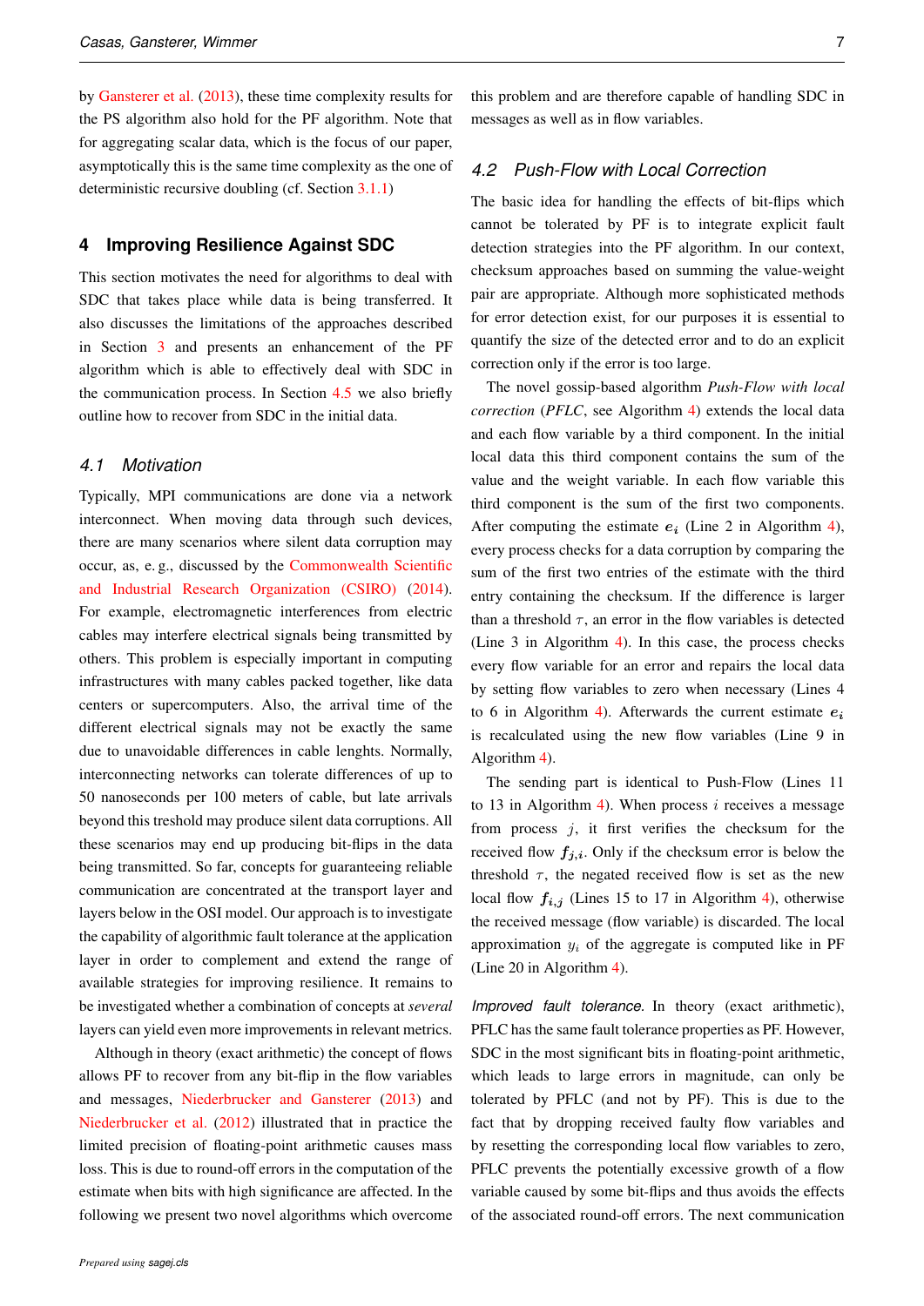by Gansterer et al. (2013), these time complexity results for the PS algorithm also hold for the PF algorithm. Note that for aggregating scalar data, which is the focus of our paper, asymptotically this is the same time complexity as the one of deterministic recursive doubling (cf. Section 3.1.1)

## 4 Improving Resilience Against SDC

This section motivates the need for algorithms to deal with SDC that takes place while data is being transferred. It also discusses the limitations of the approaches described in Section 3 and presents an enhancement of the PF algorithm which is able to effectively deal with SDC in the communication process. In Section 4.5 we also briefly outline how to recover from SDC in the initial data.

### 4.1 Motivation

Typically, MPI communications are done via a network interconnect. When moving data through such devices, there are many scenarios where silent data corruption may occur, as, e. g., discussed by the Commonwealth Scientific and Industrial Research Organization (CSIRO) (2014). For example, electromagnetic interferences from electric cables may interfere electrical signals being transmitted by others. This problem is especially important in computing infrastructures with many cables packed together, like data centers or supercomputers. Also, the arrival time of the different electrical signals may not be exactly the same due to unavoidable differences in cable lenghts. Normally, interconnecting networks can tolerate differences of up to 50 nanoseconds per 100 meters of cable, but late arrivals beyond this treshold may produce silent data corruptions. All these scenarios may end up producing bit-flips in the data being transmitted. So far, concepts for guaranteeing reliable communication are concentrated at the transport layer and layers below in the OSI model. Our approach is to investigate the capability of algorithmic fault tolerance at the application layer in order to complement and extend the range of available strategies for improving resilience. It remains to be investigated whether a combination of concepts at *several* layers can yield even more improvements in relevant metrics.

Although in theory (exact arithmetic) the concept of flows allows PF to recover from any bit-flip in the flow variables and messages, Niederbrucker and Gansterer (2013) and Niederbrucker et al. (2012) illustrated that in practice the limited precision of floating-point arithmetic causes mass loss. This is due to round-off errors in the computation of the estimate when bits with high significance are affected. In the following we present two novel algorithms which overcome this problem and are therefore capable of handling SDC in messages as well as in flow variables.

### 4.2 Push-Flow with Local Correction

The basic idea for handling the effects of bit-flips which cannot be tolerated by PF is to integrate explicit fault detection strategies into the PF algorithm. In our context, checksum approaches based on summing the value-weight pair are appropriate. Although more sophisticated methods for error detection exist, for our purposes it is essential to quantify the size of the detected error and to do an explicit correction only if the error is too large.

The novel gossip-based algorithm *Push-Flow with local correction* (*PFLC*, see Algorithm 4) extends the local data and each flow variable by a third component. In the initial local data this third component contains the sum of the value and the weight variable. In each flow variable this third component is the sum of the first two components. After computing the estimate $\boldsymbol{e}_i$ (Line 2 in Algorithm 4), every process checks for a data corruption by comparing the sum of the first two entries of the estimate with the third entry containing the checksum. If the difference is larger than a threshold $\tau$, an error in the flow variables is detected (Line 3 in Algorithm 4). In this case, the process checks every flow variable for an error and repairs the local data by setting flow variables to zero when necessary (Lines 4 to 6 in Algorithm 4). Afterwards the current estimate $\boldsymbol{e}_i$ is recalculated using the new flow variables (Line 9 in Algorithm 4).

The sending part is identical to Push-Flow (Lines 11 to 13 in Algorithm 4). When process $i$ receives a message from process $j$, it first verifies the checksum for the received flow $\boldsymbol{f}_{j,i}$. Only if the checksum error is below the threshold $\tau$, the negated received flow is set as the new local flow $\boldsymbol{f}_{i,j}$ (Lines 15 to 17 in Algorithm 4), otherwise the received message (flow variable) is discarded. The local approximation $y_i$ of the aggregate is computed like in PF (Line 20 in Algorithm 4).

*Improved fault tolerance.* In theory (exact arithmetic), PFLC has the same fault tolerance properties as PF. However, SDC in the most significant bits in floating-point arithmetic, which leads to large errors in magnitude, can only be tolerated by PFLC (and not by PF). This is due to the fact that by dropping received faulty flow variables and by resetting the corresponding local flow variables to zero, PFLC prevents the potentially excessive growth of a flow variable caused by some bit-flips and thus avoids the effects of the associated round-off errors. The next communication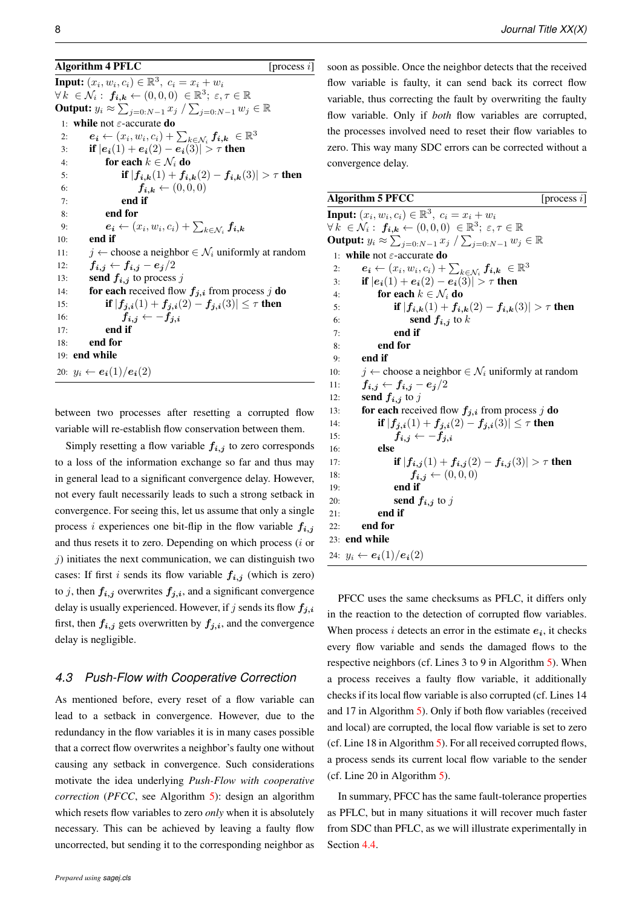**Algorithm 4 PFLC** [process $i$]

**Input:** $(x_i, w_i, c_i) \in \mathbb{R}^3,\ c_i = x_i + w_i$
$\forall\, k\ \in \mathcal{N}_i:\ \boldsymbol{f_{i,k}} \leftarrow (0,0,0)\ \in \mathbb{R}^3;\ \varepsilon, \tau \in \mathbb{R}$
**Output:** $y_i \approx \sum_{j=0:N-1} x_j \,/\, \sum_{j=0:N-1} w_j \in \mathbb{R}$

```
1:  while not ε-accurate do
2:      e_i ← (x_i, w_i, c_i) + Σ_{k∈N_i} f_{i,k}  ∈ R^3
3:      if |e_i(1) + e_i(2) − e_i(3)| > τ then
4:          for each k ∈ N_i do
5:              if |f_{i,k}(1) + f_{i,k}(2) − f_{i,k}(3)| > τ then
6:                  f_{i,k} ← (0,0,0)
7:              end if
8:          end for
9:          e_i ← (x_i, w_i, c_i) + Σ_{k∈N_i} f_{i,k}
10:     end if
11:     j ← choose a neighbor ∈ N_i uniformly at random
12:     f_{i,j} ← f_{i,j} − e_j/2
13:     send f_{i,j} to process j
14:     for each received flow f_{j,i} from process j do
15:         if |f_{j,i}(1) + f_{j,i}(2) − f_{j,i}(3)| ≤ τ then
16:             f_{i,j} ← −f_{j,i}
17:         end if
18:     end for
19: end while
20: y_i ← e_i(1)/e_i(2)
```

between two processes after resetting a corrupted flow variable will re-establish flow conservation between them.

Simply resetting a flow variable $\boldsymbol{f_{i,j}}$ to zero corresponds to a loss of the information exchange so far and thus may in general lead to a significant convergence delay. However, not every fault necessarily leads to such a strong setback in convergence. For seeing this, let us assume that only a single process $i$ experiences one bit-flip in the flow variable $\boldsymbol{f_{i,j}}$ and thus resets it to zero. Depending on which process ($i$ or $j$) initiates the next communication, we can distinguish two cases: If first $i$ sends its flow variable $\boldsymbol{f_{i,j}}$ (which is zero) to $j$, then $\boldsymbol{f_{i,j}}$ overwrites $\boldsymbol{f_{j,i}}$, and a significant convergence delay is usually experienced. However, if $j$ sends its flow $\boldsymbol{f_{j,i}}$ first, then $\boldsymbol{f_{i,j}}$ gets overwritten by $\boldsymbol{f_{j,i}}$, and the convergence delay is negligible.

### 4.3 Push-Flow with Cooperative Correction

As mentioned before, every reset of a flow variable can lead to a setback in convergence. However, due to the redundancy in the flow variables it is in many cases possible that a correct flow overwrites a neighbor's faulty one without causing any setback in convergence. Such considerations motivate the idea underlying *Push-Flow with cooperative correction* (*PFCC*, see Algorithm 5): design an algorithm which resets flow variables to zero *only* when it is absolutely necessary. This can be achieved by leaving a faulty flow uncorrected, but sending it to the corresponding neighbor as soon as possible. Once the neighbor detects that the received flow variable is faulty, it can send back its correct flow variable, thus correcting the fault by overwriting the faulty flow variable. Only if *both* flow variables are corrupted, the processes involved need to reset their flow variables to zero. This way many SDC errors can be corrected without a convergence delay.

**Algorithm 5 PFCC** [process $i$]

**Input:** $(x_i, w_i, c_i) \in \mathbb{R}^3,\ c_i = x_i + w_i$
$\forall\, k\ \in \mathcal{N}_i:\ \boldsymbol{f_{i,k}} \leftarrow (0,0,0)\ \in \mathbb{R}^3;\ \varepsilon, \tau \in \mathbb{R}$
**Output:** $y_i \approx \sum_{j=0:N-1} x_j \,/\, \sum_{j=0:N-1} w_j \in \mathbb{R}$

```
1:  while not ε-accurate do
2:      e_i ← (x_i, w_i, c_i) + Σ_{k∈N_i} f_{i,k}  ∈ R^3
3:      if |e_i(1) + e_i(2) − e_i(3)| > τ then
4:          for each k ∈ N_i do
5:              if |f_{i,k}(1) + f_{i,k}(2) − f_{i,k}(3)| > τ then
6:                  send f_{i,j} to k
7:              end if
8:          end for
9:      end if
10:     j ← choose a neighbor ∈ N_i uniformly at random
11:     f_{i,j} ← f_{i,j} − e_j/2
12:     send f_{i,j} to j
13:     for each received flow f_{j,i} from process j do
14:         if |f_{j,i}(1) + f_{j,i}(2) − f_{j,i}(3)| ≤ τ then
15:             f_{i,j} ← −f_{j,i}
16:         else
17:             if |f_{i,j}(1) + f_{i,j}(2) − f_{i,j}(3)| > τ then
18:                 f_{i,j} ← (0,0,0)
19:             end if
20:             send f_{i,j} to j
21:         end if
22:     end for
23: end while
24: y_i ← e_i(1)/e_i(2)
```

PFCC uses the same checksums as PFLC, it differs only in the reaction to the detection of corrupted flow variables. When process $i$ detects an error in the estimate $\boldsymbol{e_i}$, it checks every flow variable and sends the damaged flows to the respective neighbors (cf. Lines 3 to 9 in Algorithm 5). When a process receives a faulty flow variable, it additionally checks if its local flow variable is also corrupted (cf. Lines 14 and 17 in Algorithm 5). Only if both flow variables (received and local) are corrupted, the local flow variable is set to zero (cf. Line 18 in Algorithm 5). For all received corrupted flows, a process sends its current local flow variable to the sender (cf. Line 20 in Algorithm 5).

In summary, PFCC has the same fault-tolerance properties as PFLC, but in many situations it will recover much faster from SDC than PFLC, as we will illustrate experimentally in Section 4.4.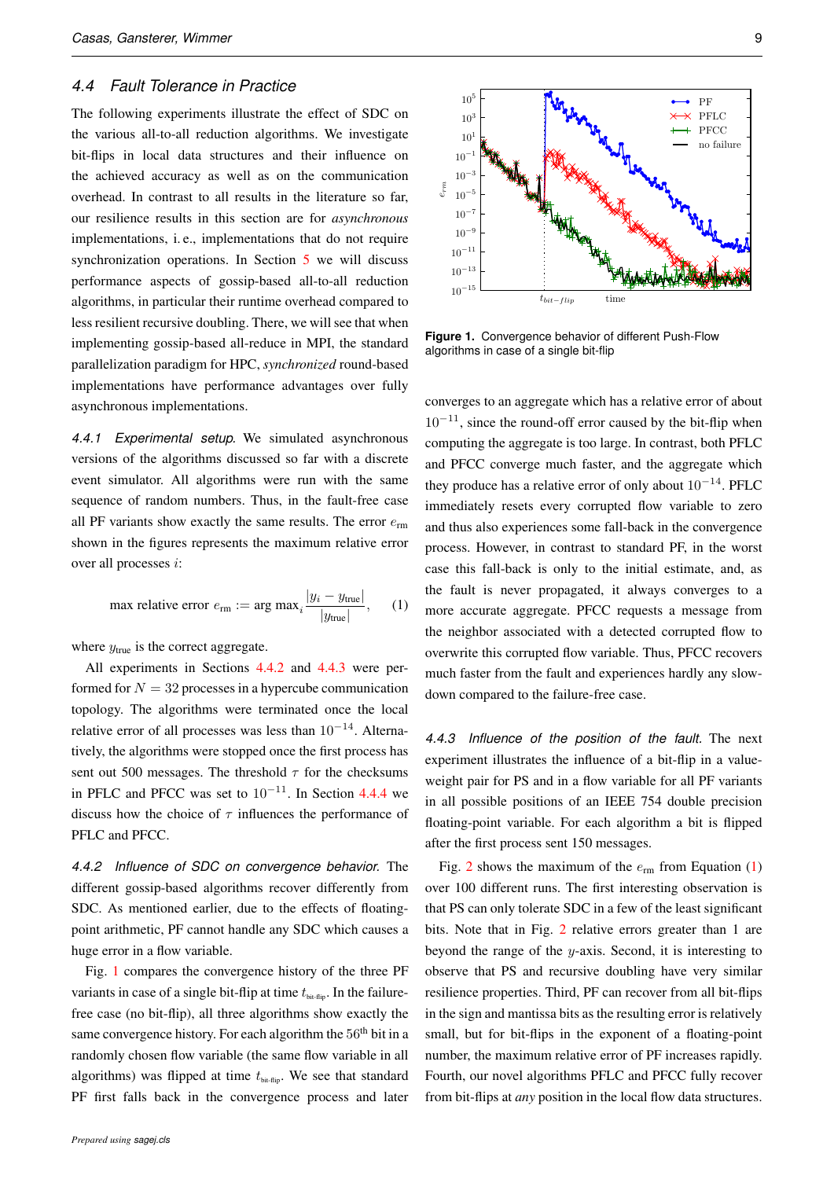### 4.4 Fault Tolerance in Practice

The following experiments illustrate the effect of SDC on the various all-to-all reduction algorithms. We investigate bit-flips in local data structures and their influence on the achieved accuracy as well as on the communication overhead. In contrast to all results in the literature so far, our resilience results in this section are for *asynchronous* implementations, i. e., implementations that do not require synchronization operations. In Section 5 we will discuss performance aspects of gossip-based all-to-all reduction algorithms, in particular their runtime overhead compared to less resilient recursive doubling. There, we will see that when implementing gossip-based all-reduce in MPI, the standard parallelization paradigm for HPC, *synchronized* round-based implementations have performance advantages over fully asynchronous implementations.

*4.4.1 Experimental setup.* We simulated asynchronous versions of the algorithms discussed so far with a discrete event simulator. All algorithms were run with the same sequence of random numbers. Thus, in the fault-free case all PF variants show exactly the same results. The error $e_{\text{rm}}$ shown in the figures represents the maximum relative error over all processes $i$:

$$\text{max relative error } e_{\text{rm}} := \text{arg max}_i \frac{|y_i - y_{\text{true}}|}{|y_{\text{true}}|}, \quad (1)$$

where $y_{\text{true}}$ is the correct aggregate.

All experiments in Sections 4.4.2 and 4.4.3 were performed for $N = 32$ processes in a hypercube communication topology. The algorithms were terminated once the local relative error of all processes was less than $10^{-14}$. Alternatively, the algorithms were stopped once the first process has sent out 500 messages. The threshold $\tau$ for the checksums in PFLC and PFCC was set to $10^{-11}$. In Section 4.4.4 we discuss how the choice of $\tau$ influences the performance of PFLC and PFCC.

*4.4.2 Influence of SDC on convergence behavior.* The different gossip-based algorithms recover differently from SDC. As mentioned earlier, due to the effects of floating-point arithmetic, PF cannot handle any SDC which causes a huge error in a flow variable.

Fig. 1 compares the convergence history of the three PF variants in case of a single bit-flip at time $t_{\text{bit-flip}}$. In the failure-free case (no bit-flip), all three algorithms show exactly the same convergence history. For each algorithm the $56^{\text{th}}$ bit in a randomly chosen flow variable (the same flow variable in all algorithms) was flipped at time $t_{\text{bit-flip}}$. We see that standard PF first falls back in the convergence process and later

**Figure 1.** Convergence behavior of different Push-Flow algorithms in case of a single bit-flip

converges to an aggregate which has a relative error of about $10^{-11}$, since the round-off error caused by the bit-flip when computing the aggregate is too large. In contrast, both PFLC and PFCC converge much faster, and the aggregate which they produce has a relative error of only about $10^{-14}$. PFLC immediately resets every corrupted flow variable to zero and thus also experiences some fall-back in the convergence process. However, in contrast to standard PF, in the worst case this fall-back is only to the initial estimate, and, as the fault is never propagated, it always converges to a more accurate aggregate. PFCC requests a message from the neighbor associated with a detected corrupted flow to overwrite this corrupted flow variable. Thus, PFCC recovers much faster from the fault and experiences hardly any slow-down compared to the failure-free case.

*4.4.3 Influence of the position of the fault.* The next experiment illustrates the influence of a bit-flip in a value-weight pair for PS and in a flow variable for all PF variants in all possible positions of an IEEE 754 double precision floating-point variable. For each algorithm a bit is flipped after the first process sent 150 messages.

Fig. 2 shows the maximum of the $e_{\text{rm}}$ from Equation (1) over 100 different runs. The first interesting observation is that PS can only tolerate SDC in a few of the least significant bits. Note that in Fig. 2 relative errors greater than 1 are beyond the range of the $y$-axis. Second, it is interesting to observe that PS and recursive doubling have very similar resilience properties. Third, PF can recover from all bit-flips in the sign and mantissa bits as the resulting error is relatively small, but for bit-flips in the exponent of a floating-point number, the maximum relative error of PF increases rapidly. Fourth, our novel algorithms PFLC and PFCC fully recover from bit-flips at *any* position in the local flow data structures.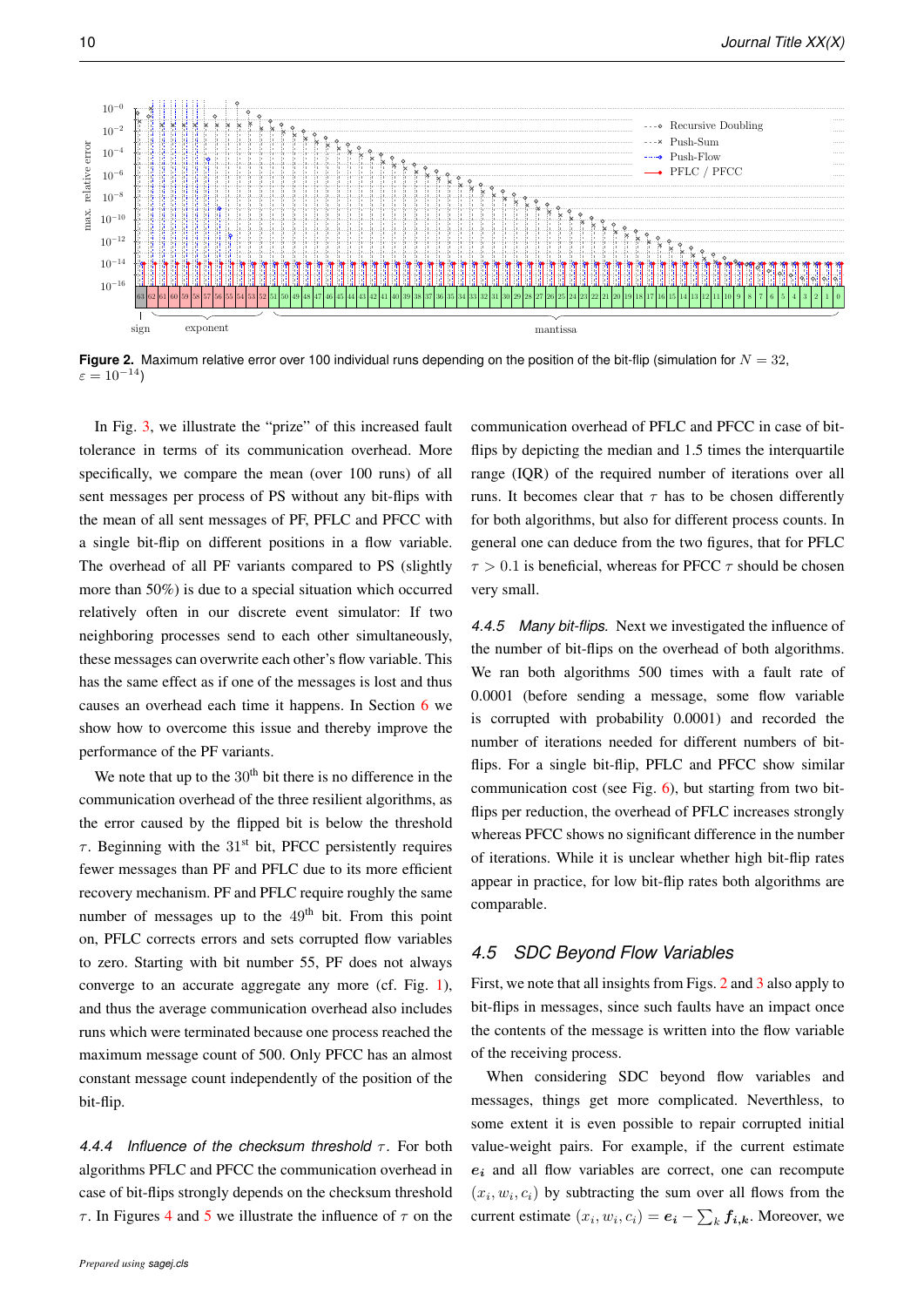**Figure 2.** Maximum relative error over 100 individual runs depending on the position of the bit-flip (simulation for $N = 32$, $\varepsilon = 10^{-14}$)

In Fig. 3, we illustrate the "prize" of this increased fault tolerance in terms of its communication overhead. More specifically, we compare the mean (over 100 runs) of all sent messages per process of PS without any bit-flips with the mean of all sent messages of PF, PFLC and PFCC with a single bit-flip on different positions in a flow variable. The overhead of all PF variants compared to PS (slightly more than 50%) is due to a special situation which occurred relatively often in our discrete event simulator: If two neighboring processes send to each other simultaneously, these messages can overwrite each other's flow variable. This has the same effect as if one of the messages is lost and thus causes an overhead each time it happens. In Section 6 we show how to overcome this issue and thereby improve the performance of the PF variants.

We note that up to the $30^{\text{th}}$ bit there is no difference in the communication overhead of the three resilient algorithms, as the error caused by the flipped bit is below the threshold $\tau$. Beginning with the $31^{\text{st}}$ bit, PFCC persistently requires fewer messages than PF and PFLC due to its more efficient recovery mechanism. PF and PFLC require roughly the same number of messages up to the $49^{\text{th}}$ bit. From this point on, PFLC corrects errors and sets corrupted flow variables to zero. Starting with bit number 55, PF does not always converge to an accurate aggregate any more (cf. Fig. 1), and thus the average communication overhead also includes runs which were terminated because one process reached the maximum message count of 500. Only PFCC has an almost constant message count independently of the position of the bit-flip.

#### 4.4.4 *Influence of the checksum threshold $\tau$.*

For both algorithms PFLC and PFCC the communication overhead in case of bit-flips strongly depends on the checksum threshold $\tau$. In Figures 4 and 5 we illustrate the influence of $\tau$ on the communication overhead of PFLC and PFCC in case of bit-flips by depicting the median and 1.5 times the interquartile range (IQR) of the required number of iterations over all runs. It becomes clear that $\tau$ has to be chosen differently for both algorithms, but also for different process counts. In general one can deduce from the two figures, that for PFLC $\tau > 0.1$ is beneficial, whereas for PFCC $\tau$ should be chosen very small.

#### 4.4.5 *Many bit-flips.*

Next we investigated the influence of the number of bit-flips on the overhead of both algorithms. We ran both algorithms 500 times with a fault rate of 0.0001 (before sending a message, some flow variable is corrupted with probability 0.0001) and recorded the number of iterations needed for different numbers of bit-flips. For a single bit-flip, PFLC and PFCC show similar communication cost (see Fig. 6), but starting from two bit-flips per reduction, the overhead of PFLC increases strongly whereas PFCC shows no significant difference in the number of iterations. While it is unclear whether high bit-flip rates appear in practice, for low bit-flip rates both algorithms are comparable.

### 4.5 SDC Beyond Flow Variables

First, we note that all insights from Figs. 2 and 3 also apply to bit-flips in messages, since such faults have an impact once the contents of the message is written into the flow variable of the receiving process.

When considering SDC beyond flow variables and messages, things get more complicated. Neverthless, to some extent it is even possible to repair corrupted initial value-weight pairs. For example, if the current estimate $\boldsymbol{e_i}$ and all flow variables are correct, one can recompute $(x_i, w_i, c_i)$ by subtracting the sum over all flows from the current estimate $(x_i, w_i, c_i) = \boldsymbol{e_i} - \sum_k \boldsymbol{f_{i,k}}$. Moreover, we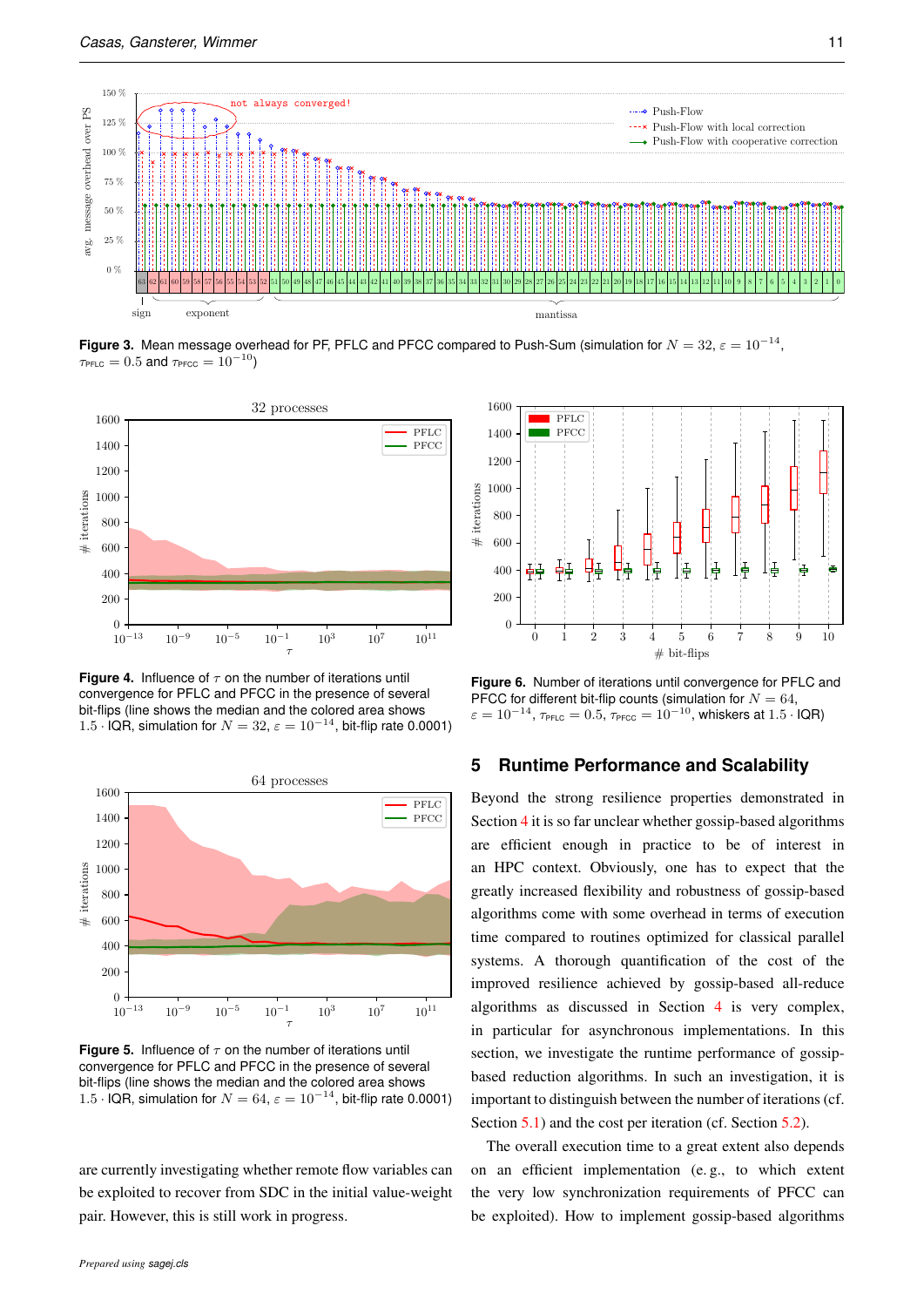**Figure 3.** Mean message overhead for PF, PFLC and PFCC compared to Push-Sum (simulation for $N = 32$, $\varepsilon = 10^{-14}$, $\tau_{\text{PFLC}} = 0.5$ and $\tau_{\text{PFCC}} = 10^{-10}$)

**Figure 4.** Influence of $\tau$ on the number of iterations until convergence for PFLC and PFCC in the presence of several bit-flips (line shows the median and the colored area shows $1.5 \cdot$ IQR, simulation for $N = 32$, $\varepsilon = 10^{-14}$, bit-flip rate 0.0001)

**Figure 5.** Influence of $\tau$ on the number of iterations until convergence for PFLC and PFCC in the presence of several bit-flips (line shows the median and the colored area shows $1.5 \cdot$ IQR, simulation for $N = 64$, $\varepsilon = 10^{-14}$, bit-flip rate 0.0001)

are currently investigating whether remote flow variables can be exploited to recover from SDC in the initial value-weight pair. However, this is still work in progress.

**Figure 6.** Number of iterations until convergence for PFLC and PFCC for different bit-flip counts (simulation for $N = 64$, $\varepsilon = 10^{-14}$, $\tau_{\text{PFLC}} = 0.5$, $\tau_{\text{PFCC}} = 10^{-10}$, whiskers at $1.5 \cdot$ IQR)

## 5 Runtime Performance and Scalability

Beyond the strong resilience properties demonstrated in Section 4 it is so far unclear whether gossip-based algorithms are efficient enough in practice to be of interest in an HPC context. Obviously, one has to expect that the greatly increased flexibility and robustness of gossip-based algorithms come with some overhead in terms of execution time compared to routines optimized for classical parallel systems. A thorough quantification of the cost of the improved resilience achieved by gossip-based all-reduce algorithms as discussed in Section 4 is very complex, in particular for asynchronous implementations. In this section, we investigate the runtime performance of gossip-based reduction algorithms. In such an investigation, it is important to distinguish between the number of iterations (cf. Section 5.1) and the cost per iteration (cf. Section 5.2).

The overall execution time to a great extent also depends on an efficient implementation (e. g., to which extent the very low synchronization requirements of PFCC can be exploited). How to implement gossip-based algorithms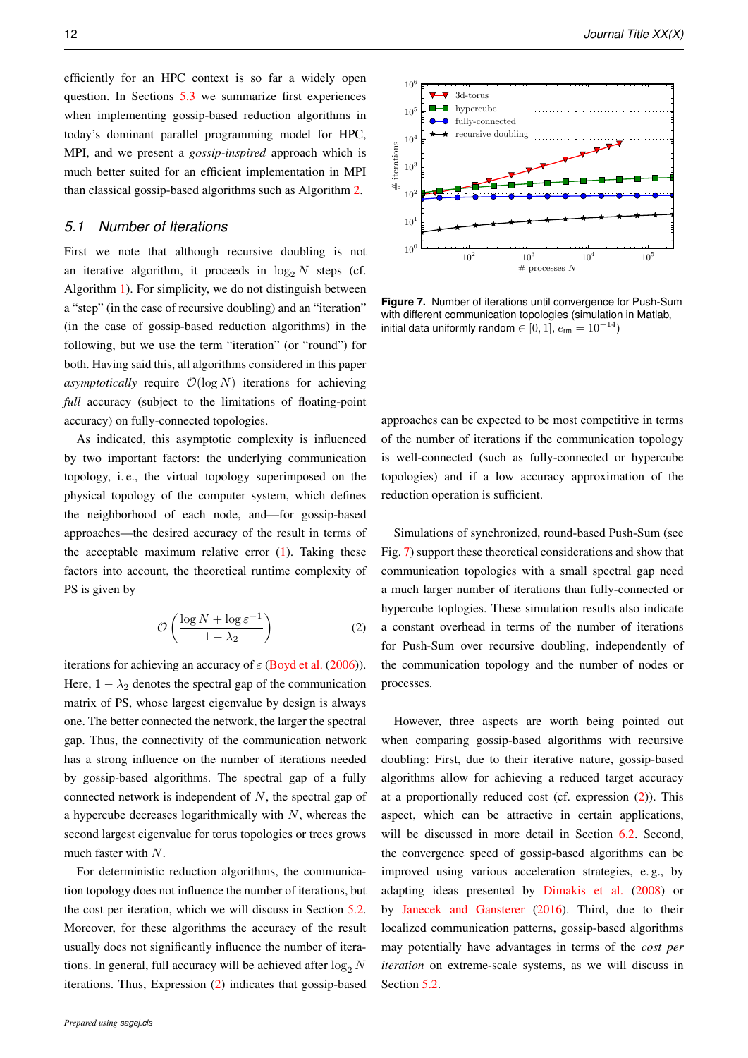efficiently for an HPC context is so far a widely open question. In Sections 5.3 we summarize first experiences when implementing gossip-based reduction algorithms in today's dominant parallel programming model for HPC, MPI, and we present a *gossip-inspired* approach which is much better suited for an efficient implementation in MPI than classical gossip-based algorithms such as Algorithm 2.

### 5.1 Number of Iterations

First we note that although recursive doubling is not an iterative algorithm, it proceeds in $\log_2 N$ steps (cf. Algorithm 1). For simplicity, we do not distinguish between a "step" (in the case of recursive doubling) and an "iteration" (in the case of gossip-based reduction algorithms) in the following, but we use the term "iteration" (or "round") for both. Having said this, all algorithms considered in this paper *asymptotically* require $\mathcal{O}(\log N)$ iterations for achieving *full* accuracy (subject to the limitations of floating-point accuracy) on fully-connected topologies.

As indicated, this asymptotic complexity is influenced by two important factors: the underlying communication topology, i. e., the virtual topology superimposed on the physical topology of the computer system, which defines the neighborhood of each node, and—for gossip-based approaches—the desired accuracy of the result in terms of the acceptable maximum relative error (1). Taking these factors into account, the theoretical runtime complexity of PS is given by

$$\mathcal{O}\left(\frac{\log N + \log \varepsilon^{-1}}{1 - \lambda_2}\right) \tag{2}$$

iterations for achieving an accuracy of $\varepsilon$ (Boyd et al. (2006)). Here, $1 - \lambda_2$ denotes the spectral gap of the communication matrix of PS, whose largest eigenvalue by design is always one. The better connected the network, the larger the spectral gap. Thus, the connectivity of the communication network has a strong influence on the number of iterations needed by gossip-based algorithms. The spectral gap of a fully connected network is independent of $N$, the spectral gap of a hypercube decreases logarithmically with $N$, whereas the second largest eigenvalue for torus topologies or trees grows much faster with $N$.

For deterministic reduction algorithms, the communication topology does not influence the number of iterations, but the cost per iteration, which we will discuss in Section 5.2. Moreover, for these algorithms the accuracy of the result usually does not significantly influence the number of iterations. In general, full accuracy will be achieved after $\log_2 N$ iterations. Thus, Expression (2) indicates that gossip-based approaches can be expected to be most competitive in terms of the number of iterations if the communication topology is well-connected (such as fully-connected or hypercube topologies) and if a low accuracy approximation of the reduction operation is sufficient.

**Figure 7.** Number of iterations until convergence for Push-Sum with different communication topologies (simulation in Matlab, initial data uniformly random $\in [0, 1]$, $e_{\text{rm}} = 10^{-14}$)

Simulations of synchronized, round-based Push-Sum (see Fig. 7) support these theoretical considerations and show that communication topologies with a small spectral gap need a much larger number of iterations than fully-connected or hypercube toplogies. These simulation results also indicate a constant overhead in terms of the number of iterations for Push-Sum over recursive doubling, independently of the communication topology and the number of nodes or processes.

However, three aspects are worth being pointed out when comparing gossip-based algorithms with recursive doubling: First, due to their iterative nature, gossip-based algorithms allow for achieving a reduced target accuracy at a proportionally reduced cost (cf. expression (2)). This aspect, which can be attractive in certain applications, will be discussed in more detail in Section 6.2. Second, the convergence speed of gossip-based algorithms can be improved using various acceleration strategies, e. g., by adapting ideas presented by Dimakis et al. (2008) or by Janecek and Gansterer (2016). Third, due to their localized communication patterns, gossip-based algorithms may potentially have advantages in terms of the *cost per iteration* on extreme-scale systems, as we will discuss in Section 5.2.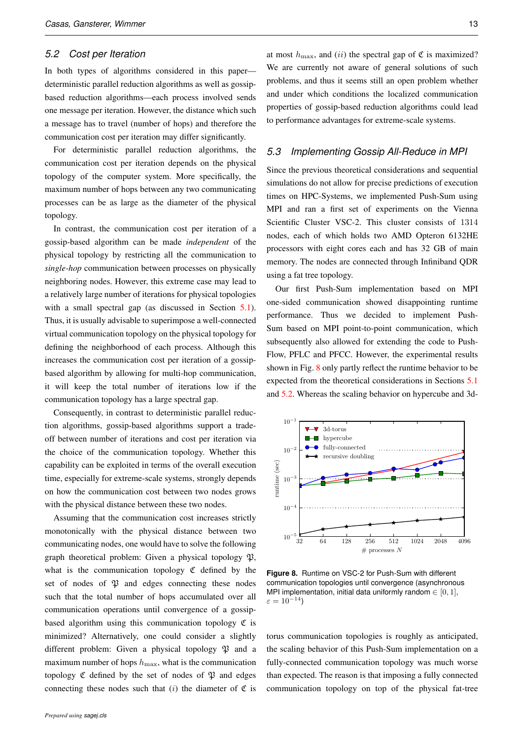## 5.2 Cost per Iteration

In both types of algorithms considered in this paper—deterministic parallel reduction algorithms as well as gossip-based reduction algorithms—each process involved sends one message per iteration. However, the distance which such a message has to travel (number of hops) and therefore the communication cost per iteration may differ significantly.

For deterministic parallel reduction algorithms, the communication cost per iteration depends on the physical topology of the computer system. More specifically, the maximum number of hops between any two communicating processes can be as large as the diameter of the physical topology.

In contrast, the communication cost per iteration of a gossip-based algorithm can be made *independent* of the physical topology by restricting all the communication to *single-hop* communication between processes on physically neighboring nodes. However, this extreme case may lead to a relatively large number of iterations for physical topologies with a small spectral gap (as discussed in Section 5.1). Thus, it is usually advisable to superimpose a well-connected virtual communication topology on the physical topology for defining the neighborhood of each process. Although this increases the communication cost per iteration of a gossip-based algorithm by allowing for multi-hop communication, it will keep the total number of iterations low if the communication topology has a large spectral gap.

Consequently, in contrast to deterministic parallel reduction algorithms, gossip-based algorithms support a trade-off between number of iterations and cost per iteration via the choice of the communication topology. Whether this capability can be exploited in terms of the overall execution time, especially for extreme-scale systems, strongly depends on how the communication cost between two nodes grows with the physical distance between these two nodes.

Assuming that the communication cost increases strictly monotonically with the physical distance between two communicating nodes, one would have to solve the following graph theoretical problem: Given a physical topology $\mathfrak{P}$, what is the communication topology $\mathfrak{C}$ defined by the set of nodes of $\mathfrak{P}$ and edges connecting these nodes such that the total number of hops accumulated over all communication operations until convergence of a gossip-based algorithm using this communication topology $\mathfrak{C}$ is minimized? Alternatively, one could consider a slightly different problem: Given a physical topology $\mathfrak{P}$ and a maximum number of hops $h_{\max}$, what is the communication topology $\mathfrak{C}$ defined by the set of nodes of $\mathfrak{P}$ and edges connecting these nodes such that $(i)$ the diameter of $\mathfrak{C}$ is at most $h_{\max}$, and $(ii)$ the spectral gap of $\mathfrak{C}$ is maximized? We are currently not aware of general solutions of such problems, and thus it seems still an open problem whether and under which conditions the localized communication properties of gossip-based reduction algorithms could lead to performance advantages for extreme-scale systems.

## 5.3 Implementing Gossip All-Reduce in MPI

Since the previous theoretical considerations and sequential simulations do not allow for precise predictions of execution times on HPC-Systems, we implemented Push-Sum using MPI and ran a first set of experiments on the Vienna Scientific Cluster VSC-2. This cluster consists of 1314 nodes, each of which holds two AMD Opteron 6132HE processors with eight cores each and has 32 GB of main memory. The nodes are connected through Infiniband QDR using a fat tree topology.

Our first Push-Sum implementation based on MPI one-sided communication showed disappointing runtime performance. Thus we decided to implement Push-Sum based on MPI point-to-point communication, which subsequently also allowed for extending the code to Push-Flow, PFLC and PFCC. However, the experimental results shown in Fig. 8 only partly reflect the runtime behavior to be expected from the theoretical considerations in Sections 5.1 and 5.2. Whereas the scaling behavior on hypercube and 3d-torus communication topologies is roughly as anticipated, the scaling behavior of this Push-Sum implementation on a fully-connected communication topology was much worse than expected. The reason is that imposing a fully connected communication topology on top of the physical fat-tree

**Figure 8.** Runtime on VSC-2 for Push-Sum with different communication topologies until convergence (asynchronous MPI implementation, initial data uniformly random $\in [0, 1]$, $\varepsilon = 10^{-14}$)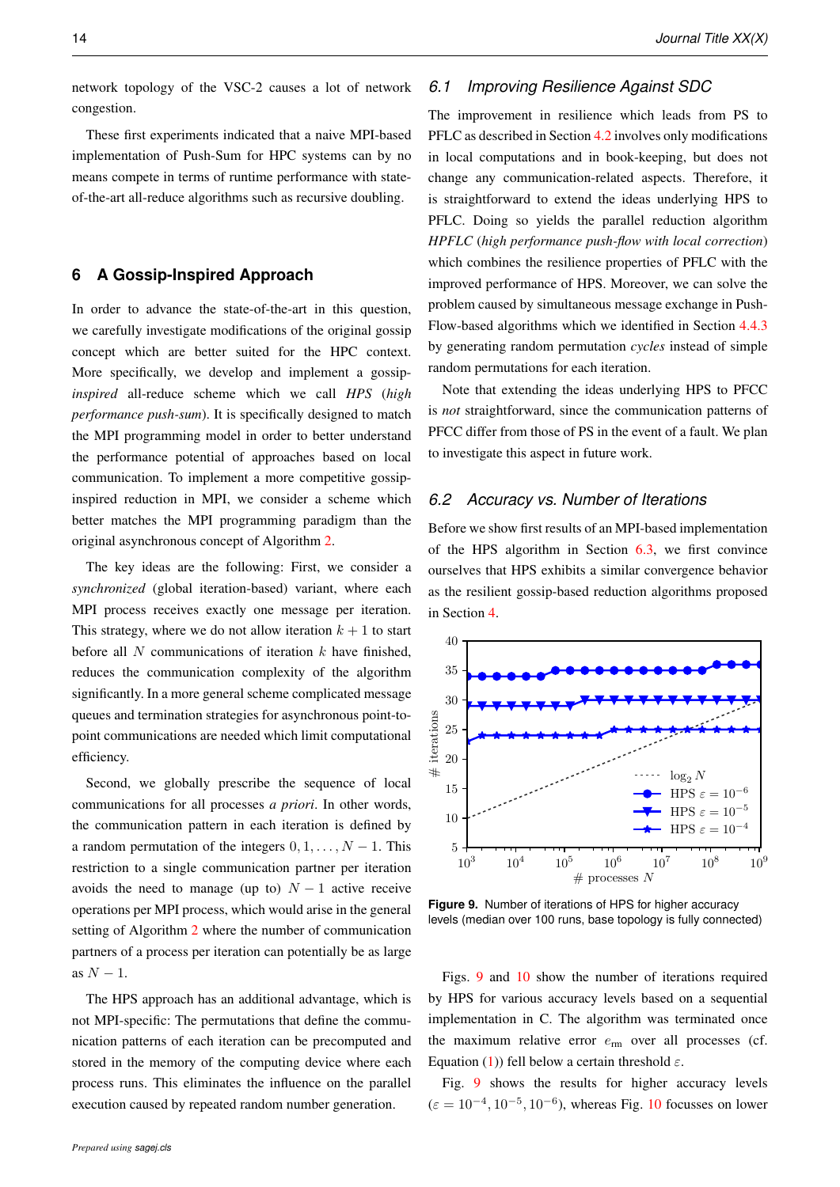network topology of the VSC-2 causes a lot of network congestion.

These first experiments indicated that a naive MPI-based implementation of Push-Sum for HPC systems can by no means compete in terms of runtime performance with state-of-the-art all-reduce algorithms such as recursive doubling.

## 6 A Gossip-Inspired Approach

In order to advance the state-of-the-art in this question, we carefully investigate modifications of the original gossip concept which are better suited for the HPC context. More specifically, we develop and implement a gossip-*inspired* all-reduce scheme which we call *HPS* (*high performance push-sum*). It is specifically designed to match the MPI programming model in order to better understand the performance potential of approaches based on local communication. To implement a more competitive gossip-inspired reduction in MPI, we consider a scheme which better matches the MPI programming paradigm than the original asynchronous concept of Algorithm 2.

The key ideas are the following: First, we consider a *synchronized* (global iteration-based) variant, where each MPI process receives exactly one message per iteration. This strategy, where we do not allow iteration $k+1$ to start before all $N$ communications of iteration $k$ have finished, reduces the communication complexity of the algorithm significantly. In a more general scheme complicated message queues and termination strategies for asynchronous point-to-point communications are needed which limit computational efficiency.

Second, we globally prescribe the sequence of local communications for all processes *a priori*. In other words, the communication pattern in each iteration is defined by a random permutation of the integers $0, 1, \ldots, N-1$. This restriction to a single communication partner per iteration avoids the need to manage (up to) $N-1$ active receive operations per MPI process, which would arise in the general setting of Algorithm 2 where the number of communication partners of a process per iteration can potentially be as large as $N-1$.

The HPS approach has an additional advantage, which is not MPI-specific: The permutations that define the communication patterns of each iteration can be precomputed and stored in the memory of the computing device where each process runs. This eliminates the influence on the parallel execution caused by repeated random number generation.

### 6.1 Improving Resilience Against SDC

The improvement in resilience which leads from PS to PFLC as described in Section 4.2 involves only modifications in local computations and in book-keeping, but does not change any communication-related aspects. Therefore, it is straightforward to extend the ideas underlying HPS to PFLC. Doing so yields the parallel reduction algorithm *HPFLC* (*high performance push-flow with local correction*) which combines the resilience properties of PFLC with the improved performance of HPS. Moreover, we can solve the problem caused by simultaneous message exchange in Push-Flow-based algorithms which we identified in Section 4.4.3 by generating random permutation *cycles* instead of simple random permutations for each iteration.

Note that extending the ideas underlying HPS to PFCC is *not* straightforward, since the communication patterns of PFCC differ from those of PS in the event of a fault. We plan to investigate this aspect in future work.

### 6.2 Accuracy vs. Number of Iterations

Before we show first results of an MPI-based implementation of the HPS algorithm in Section 6.3, we first convince ourselves that HPS exhibits a similar convergence behavior as the resilient gossip-based reduction algorithms proposed in Section 4.

**Figure 9.** Number of iterations of HPS for higher accuracy levels (median over 100 runs, base topology is fully connected)

Figs. 9 and 10 show the number of iterations required by HPS for various accuracy levels based on a sequential implementation in C. The algorithm was terminated once the maximum relative error $e_{\text{rm}}$ over all processes (cf. Equation (1)) fell below a certain threshold $\varepsilon$.

Fig. 9 shows the results for higher accuracy levels ($\varepsilon = 10^{-4}, 10^{-5}, 10^{-6}$), whereas Fig. 10 focusses on lower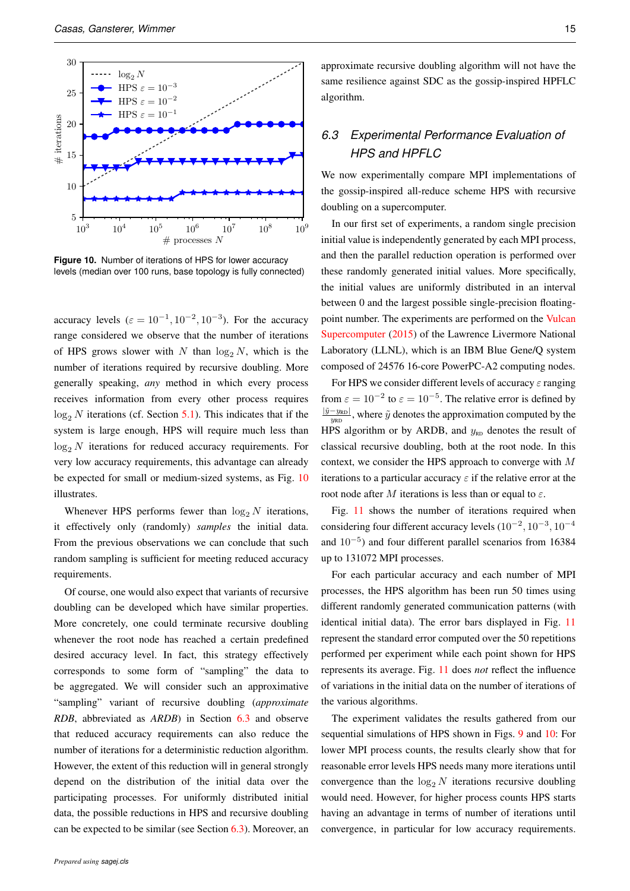Figure 10. Number of iterations of HPS for lower accuracy levels (median over 100 runs, base topology is fully connected)

accuracy levels ($\varepsilon = 10^{-1}, 10^{-2}, 10^{-3}$). For the accuracy range considered we observe that the number of iterations of HPS grows slower with $N$ than $\log_2 N$, which is the number of iterations required by recursive doubling. More generally speaking, *any* method in which every process receives information from every other process requires $\log_2 N$ iterations (cf. Section 5.1). This indicates that if the system is large enough, HPS will require much less than $\log_2 N$ iterations for reduced accuracy requirements. For very low accuracy requirements, this advantage can already be expected for small or medium-sized systems, as Fig. 10 illustrates.

Whenever HPS performs fewer than $\log_2 N$ iterations, it effectively only (randomly) *samples* the initial data. From the previous observations we can conclude that such random sampling is sufficient for meeting reduced accuracy requirements.

Of course, one would also expect that variants of recursive doubling can be developed which have similar properties. More concretely, one could terminate recursive doubling whenever the root node has reached a certain predefined desired accuracy level. In fact, this strategy effectively corresponds to some form of "sampling" the data to be aggregated. We will consider such an approximative "sampling" variant of recursive doubling (*approximate RDB*, abbreviated as *ARDB*) in Section 6.3 and observe that reduced accuracy requirements can also reduce the number of iterations for a deterministic reduction algorithm. However, the extent of this reduction will in general strongly depend on the distribution of the initial data over the participating processes. For uniformly distributed initial data, the possible reductions in HPS and recursive doubling can be expected to be similar (see Section 6.3). Moreover, an approximate recursive doubling algorithm will not have the same resilience against SDC as the gossip-inspired HPFLC algorithm.

### 6.3 Experimental Performance Evaluation of HPS and HPFLC

We now experimentally compare MPI implementations of the gossip-inspired all-reduce scheme HPS with recursive doubling on a supercomputer.

In our first set of experiments, a random single precision initial value is independently generated by each MPI process, and then the parallel reduction operation is performed over these randomly generated initial values. More specifically, the initial values are uniformly distributed in an interval between 0 and the largest possible single-precision floating-point number. The experiments are performed on the Vulcan Supercomputer (2015) of the Lawrence Livermore National Laboratory (LLNL), which is an IBM Blue Gene/Q system composed of 24576 16-core PowerPC-A2 computing nodes.

For HPS we consider different levels of accuracy $\varepsilon$ ranging from $\varepsilon = 10^{-2}$ to $\varepsilon = 10^{-5}$. The relative error is defined by $\frac{|\tilde{y} - y_{\text{RD}}|}{y_{\text{RD}}}$, where $\tilde{y}$ denotes the approximation computed by the HPS algorithm or by ARDB, and $y_{\text{RD}}$ denotes the result of classical recursive doubling, both at the root node. In this context, we consider the HPS approach to converge with $M$ iterations to a particular accuracy $\varepsilon$ if the relative error at the root node after $M$ iterations is less than or equal to $\varepsilon$.

Fig. 11 shows the number of iterations required when considering four different accuracy levels ($10^{-2}, 10^{-3}, 10^{-4}$ and $10^{-5}$) and four different parallel scenarios from 16384 up to 131072 MPI processes.

For each particular accuracy and each number of MPI processes, the HPS algorithm has been run 50 times using different randomly generated communication patterns (with identical initial data). The error bars displayed in Fig. 11 represent the standard error computed over the 50 repetitions performed per experiment while each point shown for HPS represents its average. Fig. 11 does *not* reflect the influence of variations in the initial data on the number of iterations of the various algorithms.

The experiment validates the results gathered from our sequential simulations of HPS shown in Figs. 9 and 10: For lower MPI process counts, the results clearly show that for reasonable error levels HPS needs many more iterations until convergence than the $\log_2 N$ iterations recursive doubling would need. However, for higher process counts HPS starts having an advantage in terms of number of iterations until convergence, in particular for low accuracy requirements.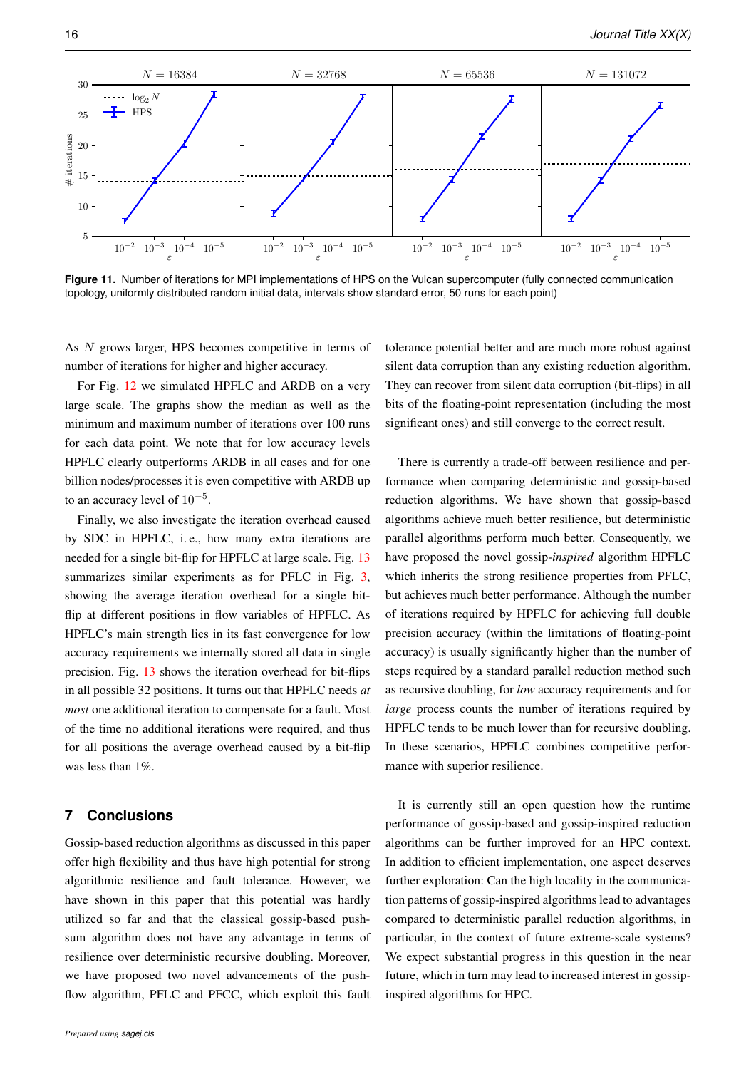**Figure 11.** Number of iterations for MPI implementations of HPS on the Vulcan supercomputer (fully connected communication topology, uniformly distributed random initial data, intervals show standard error, 50 runs for each point)

As $N$ grows larger, HPS becomes competitive in terms of number of iterations for higher and higher accuracy.

For Fig. 12 we simulated HPFLC and ARDB on a very large scale. The graphs show the median as well as the minimum and maximum number of iterations over 100 runs for each data point. We note that for low accuracy levels HPFLC clearly outperforms ARDB in all cases and for one billion nodes/processes it is even competitive with ARDB up to an accuracy level of $10^{-5}$.

Finally, we also investigate the iteration overhead caused by SDC in HPFLC, i. e., how many extra iterations are needed for a single bit-flip for HPFLC at large scale. Fig. 13 summarizes similar experiments as for PFLC in Fig. 3, showing the average iteration overhead for a single bit-flip at different positions in flow variables of HPFLC. As HPFLC's main strength lies in its fast convergence for low accuracy requirements we internally stored all data in single precision. Fig. 13 shows the iteration overhead for bit-flips in all possible 32 positions. It turns out that HPFLC needs *at most* one additional iteration to compensate for a fault. Most of the time no additional iterations were required, and thus for all positions the average overhead caused by a bit-flip was less than 1%.

## 7 Conclusions

Gossip-based reduction algorithms as discussed in this paper offer high flexibility and thus have high potential for strong algorithmic resilience and fault tolerance. However, we have shown in this paper that this potential was hardly utilized so far and that the classical gossip-based push-sum algorithm does not have any advantage in terms of resilience over deterministic recursive doubling. Moreover, we have proposed two novel advancements of the push-flow algorithm, PFLC and PFCC, which exploit this fault tolerance potential better and are much more robust against silent data corruption than any existing reduction algorithm. They can recover from silent data corruption (bit-flips) in all bits of the floating-point representation (including the most significant ones) and still converge to the correct result.

There is currently a trade-off between resilience and performance when comparing deterministic and gossip-based reduction algorithms. We have shown that gossip-based algorithms achieve much better resilience, but deterministic parallel algorithms perform much better. Consequently, we have proposed the novel gossip-*inspired* algorithm HPFLC which inherits the strong resilience properties from PFLC, but achieves much better performance. Although the number of iterations required by HPFLC for achieving full double precision accuracy (within the limitations of floating-point accuracy) is usually significantly higher than the number of steps required by a standard parallel reduction method such as recursive doubling, for *low* accuracy requirements and for *large* process counts the number of iterations required by HPFLC tends to be much lower than for recursive doubling. In these scenarios, HPFLC combines competitive performance with superior resilience.

It is currently still an open question how the runtime performance of gossip-based and gossip-inspired reduction algorithms can be further improved for an HPC context. In addition to efficient implementation, one aspect deserves further exploration: Can the high locality in the communication patterns of gossip-inspired algorithms lead to advantages compared to deterministic parallel reduction algorithms, in particular, in the context of future extreme-scale systems? We expect substantial progress in this question in the near future, which in turn may lead to increased interest in gossip-inspired algorithms for HPC.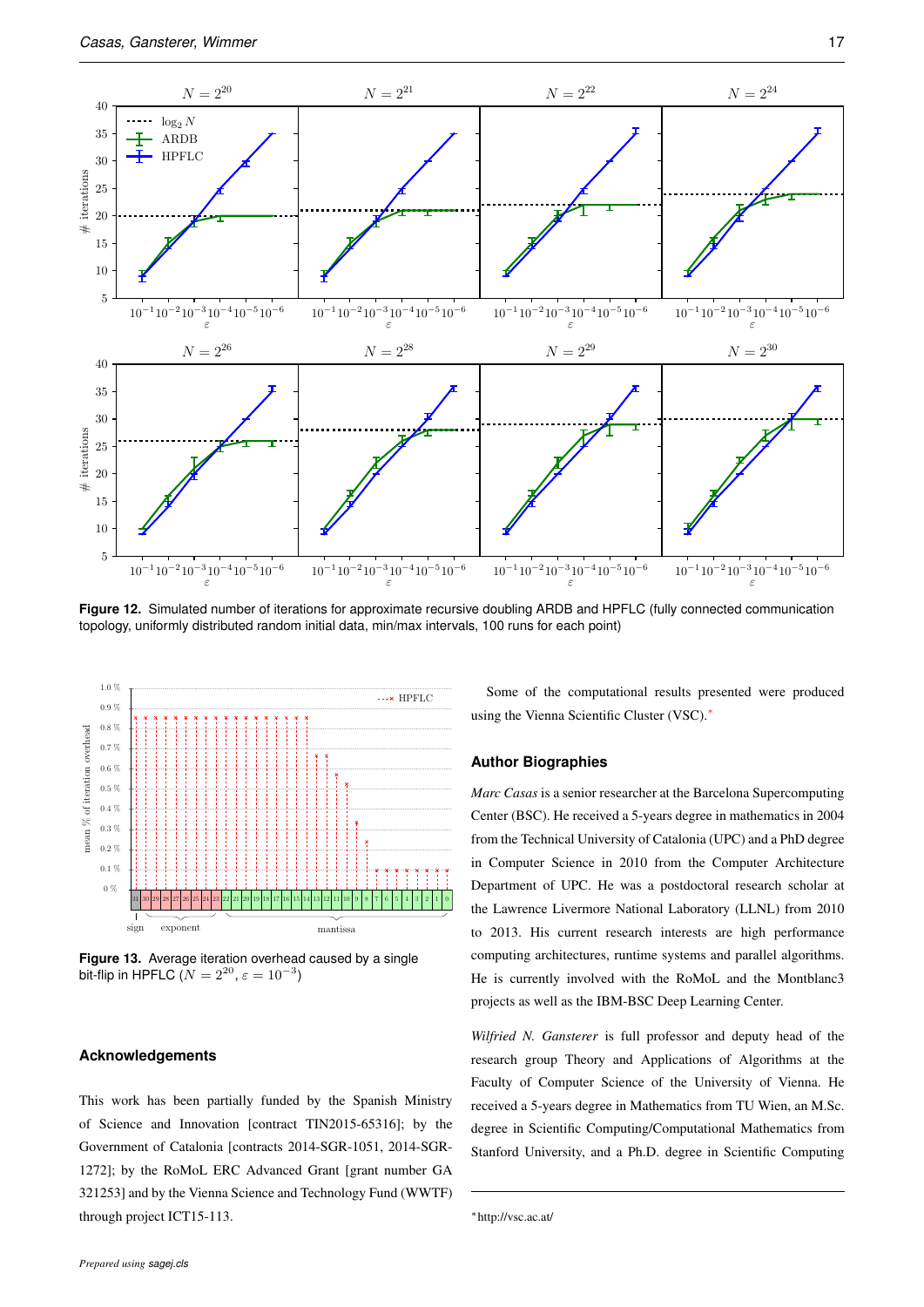**Figure 12.** Simulated number of iterations for approximate recursive doubling ARDB and HPFLC (fully connected communication topology, uniformly distributed random initial data, min/max intervals, 100 runs for each point)

**Figure 13.** Average iteration overhead caused by a single bit-flip in HPFLC ($N = 2^{20}$, $\varepsilon = 10^{-3}$)

## Acknowledgements

This work has been partially funded by the Spanish Ministry of Science and Innovation [contract TIN2015-65316]; by the Government of Catalonia [contracts 2014-SGR-1051, 2014-SGR-1272]; by the RoMoL ERC Advanced Grant [grant number GA 321253] and by the Vienna Science and Technology Fund (WWTF) through project ICT15-113.

Some of the computational results presented were produced using the Vienna Scientific Cluster (VSC).*

## Author Biographies

*Marc Casas* is a senior researcher at the Barcelona Supercomputing Center (BSC). He received a 5-years degree in mathematics in 2004 from the Technical University of Catalonia (UPC) and a PhD degree in Computer Science in 2010 from the Computer Architecture Department of UPC. He was a postdoctoral research scholar at the Lawrence Livermore National Laboratory (LLNL) from 2010 to 2013. His current research interests are high performance computing architectures, runtime systems and parallel algorithms. He is currently involved with the RoMoL and the Montblanc3 projects as well as the IBM-BSC Deep Learning Center.

*Wilfried N. Gansterer* is full professor and deputy head of the research group Theory and Applications of Algorithms at the Faculty of Computer Science of the University of Vienna. He received a 5-years degree in Mathematics from TU Wien, an M.Sc. degree in Scientific Computing/Computational Mathematics from Stanford University, and a Ph.D. degree in Scientific Computing

*http://vsc.ac.at/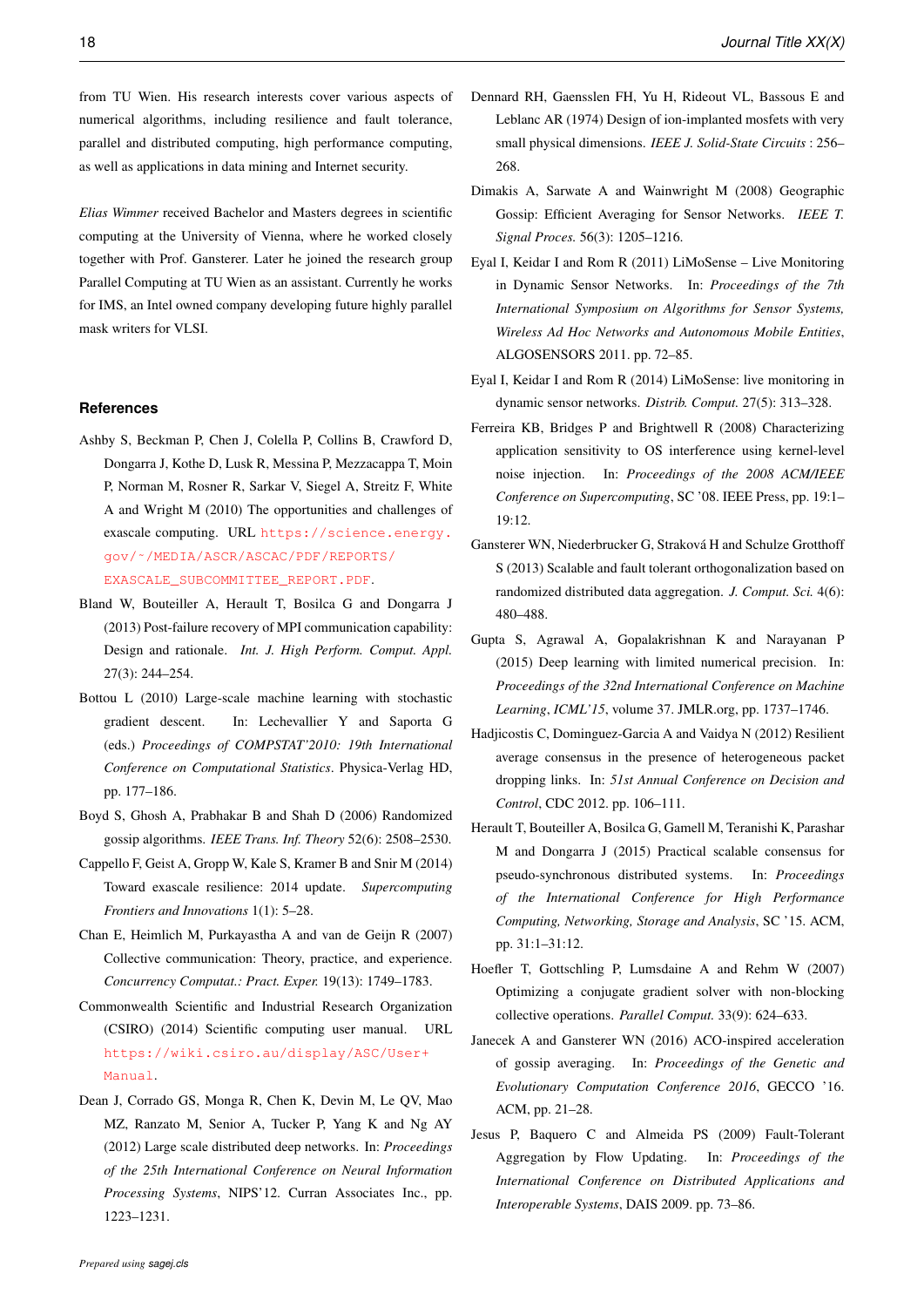from TU Wien. His research interests cover various aspects of numerical algorithms, including resilience and fault tolerance, parallel and distributed computing, high performance computing, as well as applications in data mining and Internet security.

*Elias Wimmer* received Bachelor and Masters degrees in scientific computing at the University of Vienna, where he worked closely together with Prof. Gansterer. Later he joined the research group Parallel Computing at TU Wien as an assistant. Currently he works for IMS, an Intel owned company developing future highly parallel mask writers for VLSI.

## References

Ashby S, Beckman P, Chen J, Colella P, Collins B, Crawford D, Dongarra J, Kothe D, Lusk R, Messina P, Mezzacappa T, Moin P, Norman M, Rosner R, Sarkar V, Siegel A, Streitz F, White A and Wright M (2010) The opportunities and challenges of exascale computing. URL https://science.energy.gov/~/MEDIA/ASCR/ASCAC/PDF/REPORTS/EXASCALE_SUBCOMMITTEE_REPORT.PDF.

Bland W, Bouteiller A, Herault T, Bosilca G and Dongarra J (2013) Post-failure recovery of MPI communication capability: Design and rationale. *Int. J. High Perform. Comput. Appl.* 27(3): 244–254.

Bottou L (2010) Large-scale machine learning with stochastic gradient descent. In: Lechevallier Y and Saporta G (eds.) *Proceedings of COMPSTAT'2010: 19th International Conference on Computational Statistics*. Physica-Verlag HD, pp. 177–186.

Boyd S, Ghosh A, Prabhakar B and Shah D (2006) Randomized gossip algorithms. *IEEE Trans. Inf. Theory* 52(6): 2508–2530.

Cappello F, Geist A, Gropp W, Kale S, Kramer B and Snir M (2014) Toward exascale resilience: 2014 update. *Supercomputing Frontiers and Innovations* 1(1): 5–28.

Chan E, Heimlich M, Purkayastha A and van de Geijn R (2007) Collective communication: Theory, practice, and experience. *Concurrency Computat.: Pract. Exper.* 19(13): 1749–1783.

Commonwealth Scientific and Industrial Research Organization (CSIRO) (2014) Scientific computing user manual. URL https://wiki.csiro.au/display/ASC/User+Manual.

Dean J, Corrado GS, Monga R, Chen K, Devin M, Le QV, Mao MZ, Ranzato M, Senior A, Tucker P, Yang K and Ng AY (2012) Large scale distributed deep networks. In: *Proceedings of the 25th International Conference on Neural Information Processing Systems*, NIPS'12. Curran Associates Inc., pp. 1223–1231.

Dennard RH, Gaensslen FH, Yu H, Rideout VL, Bassous E and Leblanc AR (1974) Design of ion-implanted mosfets with very small physical dimensions. *IEEE J. Solid-State Circuits* : 256–268.

Dimakis A, Sarwate A and Wainwright M (2008) Geographic Gossip: Efficient Averaging for Sensor Networks. *IEEE T. Signal Proces.* 56(3): 1205–1216.

Eyal I, Keidar I and Rom R (2011) LiMoSense – Live Monitoring in Dynamic Sensor Networks. In: *Proceedings of the 7th International Symposium on Algorithms for Sensor Systems, Wireless Ad Hoc Networks and Autonomous Mobile Entities*, ALGOSENSORS 2011. pp. 72–85.

Eyal I, Keidar I and Rom R (2014) LiMoSense: live monitoring in dynamic sensor networks. *Distrib. Comput.* 27(5): 313–328.

Ferreira KB, Bridges P and Brightwell R (2008) Characterizing application sensitivity to OS interference using kernel-level noise injection. In: *Proceedings of the 2008 ACM/IEEE Conference on Supercomputing*, SC '08. IEEE Press, pp. 19:1–19:12.

Gansterer WN, Niederbrucker G, Straková H and Schulze Grotthoff S (2013) Scalable and fault tolerant orthogonalization based on randomized distributed data aggregation. *J. Comput. Sci.* 4(6): 480–488.

Gupta S, Agrawal A, Gopalakrishnan K and Narayanan P (2015) Deep learning with limited numerical precision. In: *Proceedings of the 32nd International Conference on Machine Learning*, *ICML'15*, volume 37. JMLR.org, pp. 1737–1746.

Hadjicostis C, Dominguez-Garcia A and Vaidya N (2012) Resilient average consensus in the presence of heterogeneous packet dropping links. In: *51st Annual Conference on Decision and Control*, CDC 2012. pp. 106–111.

Herault T, Bouteiller A, Bosilca G, Gamell M, Teranishi K, Parashar M and Dongarra J (2015) Practical scalable consensus for pseudo-synchronous distributed systems. In: *Proceedings of the International Conference for High Performance Computing, Networking, Storage and Analysis*, SC '15. ACM, pp. 31:1–31:12.

Hoefler T, Gottschling P, Lumsdaine A and Rehm W (2007) Optimizing a conjugate gradient solver with non-blocking collective operations. *Parallel Comput.* 33(9): 624–633.

Janecek A and Gansterer WN (2016) ACO-inspired acceleration of gossip averaging. In: *Proceedings of the Genetic and Evolutionary Computation Conference 2016*, GECCO '16. ACM, pp. 21–28.

Jesus P, Baquero C and Almeida PS (2009) Fault-Tolerant Aggregation by Flow Updating. In: *Proceedings of the International Conference on Distributed Applications and Interoperable Systems*, DAIS 2009. pp. 73–86.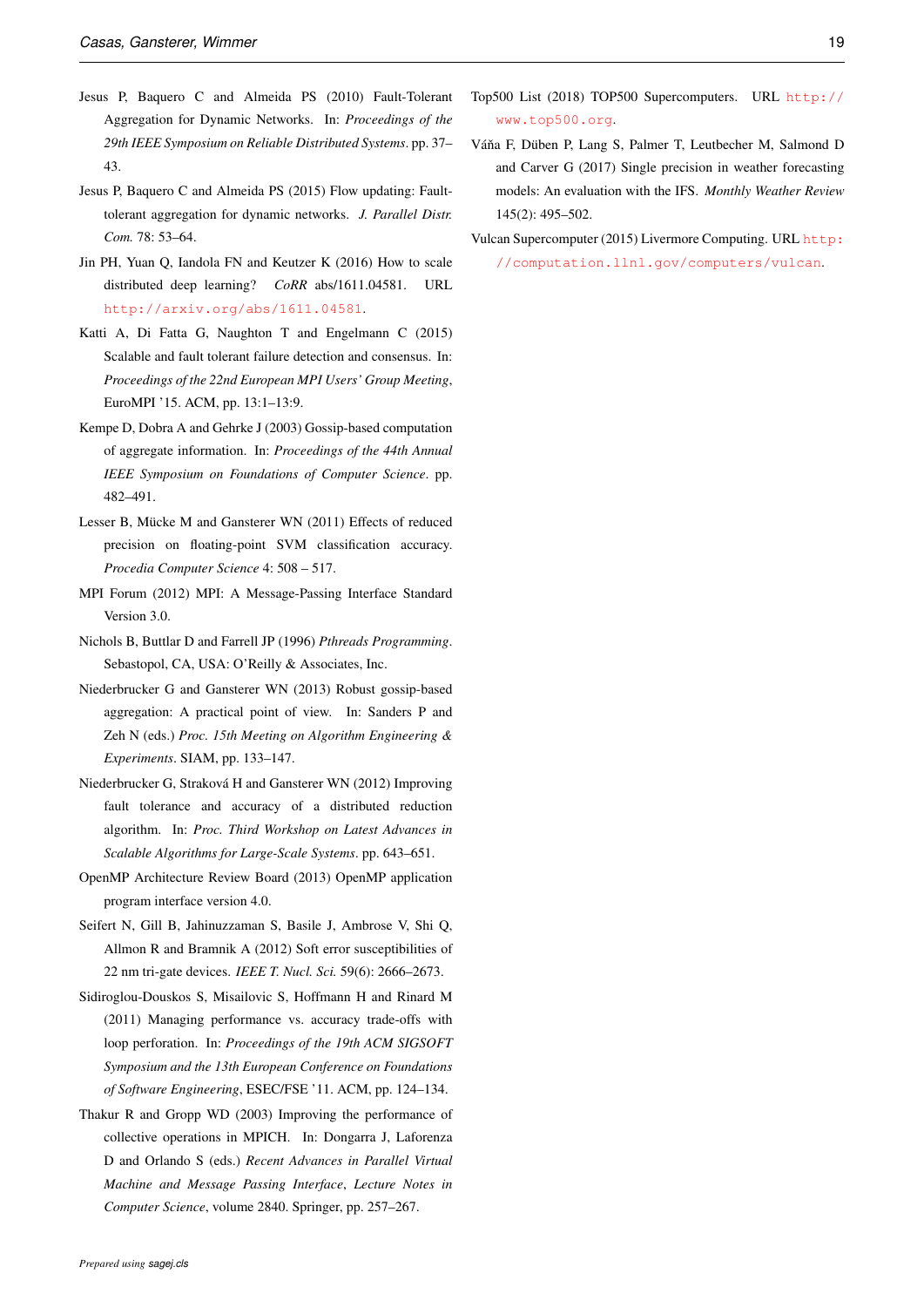Jesus P, Baquero C and Almeida PS (2010) Fault-Tolerant Aggregation for Dynamic Networks. In: *Proceedings of the 29th IEEE Symposium on Reliable Distributed Systems*. pp. 37–43.

Jesus P, Baquero C and Almeida PS (2015) Flow updating: Fault-tolerant aggregation for dynamic networks. *J. Parallel Distr. Com.* 78: 53–64.

Jin PH, Yuan Q, Iandola FN and Keutzer K (2016) How to scale distributed deep learning? *CoRR* abs/1611.04581. URL http://arxiv.org/abs/1611.04581.

Katti A, Di Fatta G, Naughton T and Engelmann C (2015) Scalable and fault tolerant failure detection and consensus. In: *Proceedings of the 22nd European MPI Users' Group Meeting*, EuroMPI '15. ACM, pp. 13:1–13:9.

Kempe D, Dobra A and Gehrke J (2003) Gossip-based computation of aggregate information. In: *Proceedings of the 44th Annual IEEE Symposium on Foundations of Computer Science*. pp. 482–491.

Lesser B, Mücke M and Gansterer WN (2011) Effects of reduced precision on floating-point SVM classification accuracy. *Procedia Computer Science* 4: 508 – 517.

MPI Forum (2012) MPI: A Message-Passing Interface Standard Version 3.0.

Nichols B, Buttlar D and Farrell JP (1996) *Pthreads Programming*. Sebastopol, CA, USA: O'Reilly & Associates, Inc.

Niederbrucker G and Gansterer WN (2013) Robust gossip-based aggregation: A practical point of view. In: Sanders P and Zeh N (eds.) *Proc. 15th Meeting on Algorithm Engineering & Experiments*. SIAM, pp. 133–147.

Niederbrucker G, Straková H and Gansterer WN (2012) Improving fault tolerance and accuracy of a distributed reduction algorithm. In: *Proc. Third Workshop on Latest Advances in Scalable Algorithms for Large-Scale Systems*. pp. 643–651.

OpenMP Architecture Review Board (2013) OpenMP application program interface version 4.0.

Seifert N, Gill B, Jahinuzzaman S, Basile J, Ambrose V, Shi Q, Allmon R and Bramnik A (2012) Soft error susceptibilities of 22 nm tri-gate devices. *IEEE T. Nucl. Sci.* 59(6): 2666–2673.

Sidiroglou-Douskos S, Misailovic S, Hoffmann H and Rinard M (2011) Managing performance vs. accuracy trade-offs with loop perforation. In: *Proceedings of the 19th ACM SIGSOFT Symposium and the 13th European Conference on Foundations of Software Engineering*, ESEC/FSE '11. ACM, pp. 124–134.

Thakur R and Gropp WD (2003) Improving the performance of collective operations in MPICH. In: Dongarra J, Laforenza D and Orlando S (eds.) *Recent Advances in Parallel Virtual Machine and Message Passing Interface*, *Lecture Notes in Computer Science*, volume 2840. Springer, pp. 257–267.

Top500 List (2018) TOP500 Supercomputers. URL http://www.top500.org.

Váňa F, Düben P, Lang S, Palmer T, Leutbecher M, Salmond D and Carver G (2017) Single precision in weather forecasting models: An evaluation with the IFS. *Monthly Weather Review* 145(2): 495–502.

Vulcan Supercomputer (2015) Livermore Computing. URL http://computation.llnl.gov/computers/vulcan.